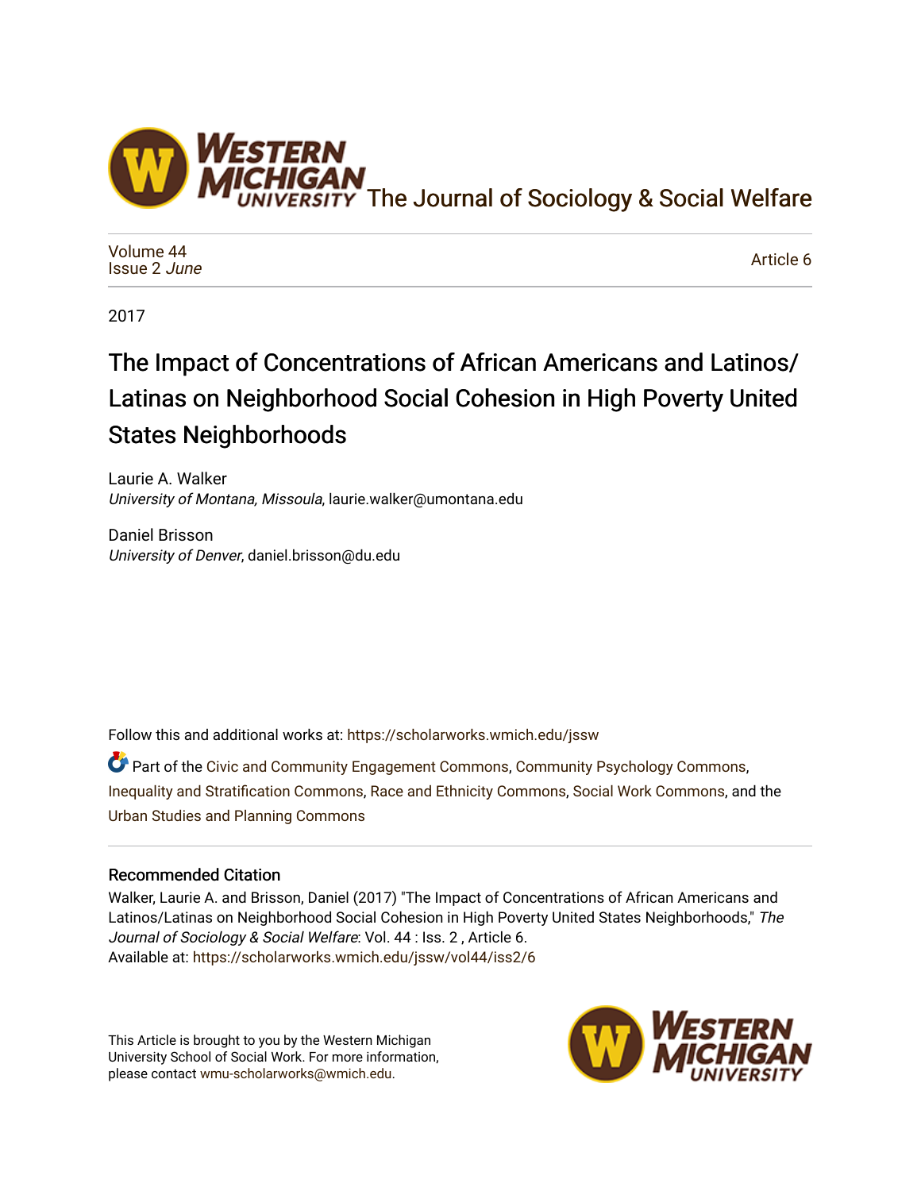The Journal of Sociology & Social Welfare

Volume 44
Issue 2 *June*

Article 6

2017

# The Impact of Concentrations of African Americans and Latinos/Latinas on Neighborhood Social Cohesion in High Poverty United States Neighborhoods

Laurie A. Walker
*University of Montana, Missoula*, laurie.walker@umontana.edu

Daniel Brisson
*University of Denver*, daniel.brisson@du.edu

Follow this and additional works at: https://scholarworks.wmich.edu/jssw

Part of the Civic and Community Engagement Commons, Community Psychology Commons, Inequality and Stratification Commons, Race and Ethnicity Commons, Social Work Commons, and the Urban Studies and Planning Commons

## Recommended Citation

Walker, Laurie A. and Brisson, Daniel (2017) "The Impact of Concentrations of African Americans and Latinos/Latinas on Neighborhood Social Cohesion in High Poverty United States Neighborhoods," *The Journal of Sociology & Social Welfare*: Vol. 44 : Iss. 2 , Article 6.
Available at: https://scholarworks.wmich.edu/jssw/vol44/iss2/6

This Article is brought to you by the Western Michigan University School of Social Work. For more information, please contact wmu-scholarworks@wmich.edu.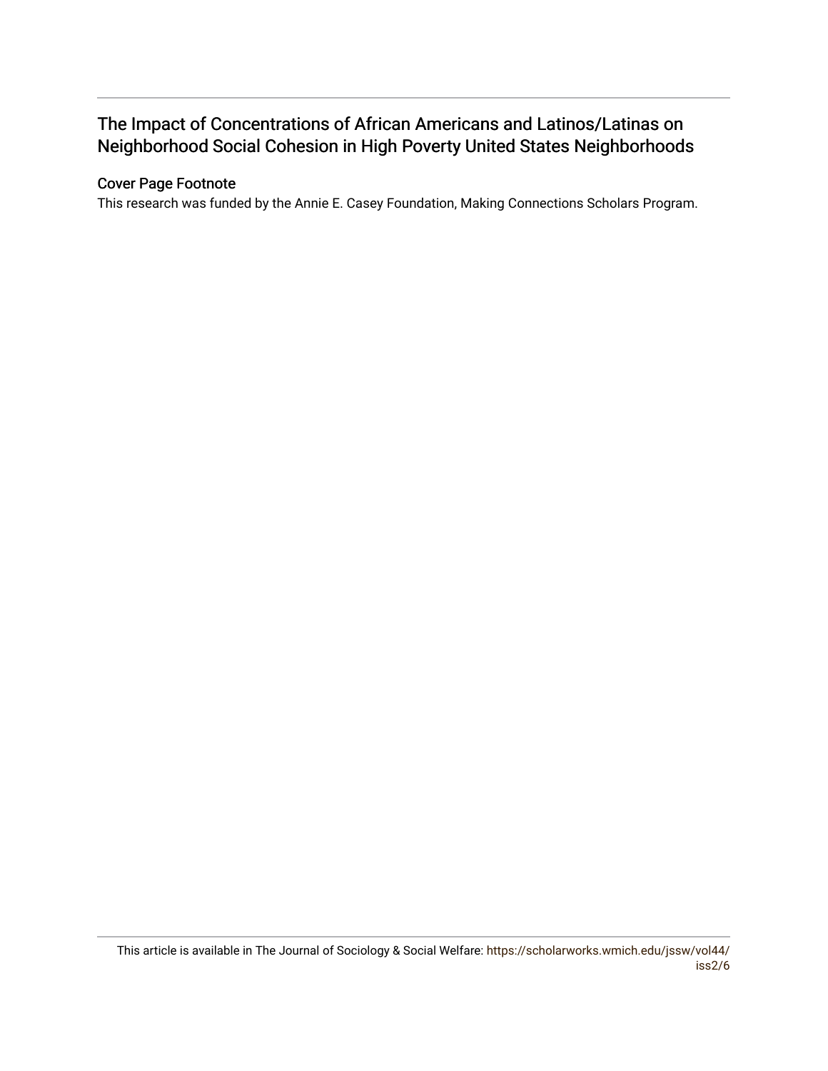# The Impact of Concentrations of African Americans and Latinos/Latinas on Neighborhood Social Cohesion in High Poverty United States Neighborhoods

## Cover Page Footnote

This research was funded by the Annie E. Casey Foundation, Making Connections Scholars Program.

This article is available in The Journal of Sociology & Social Welfare: https://scholarworks.wmich.edu/jssw/vol44/iss2/6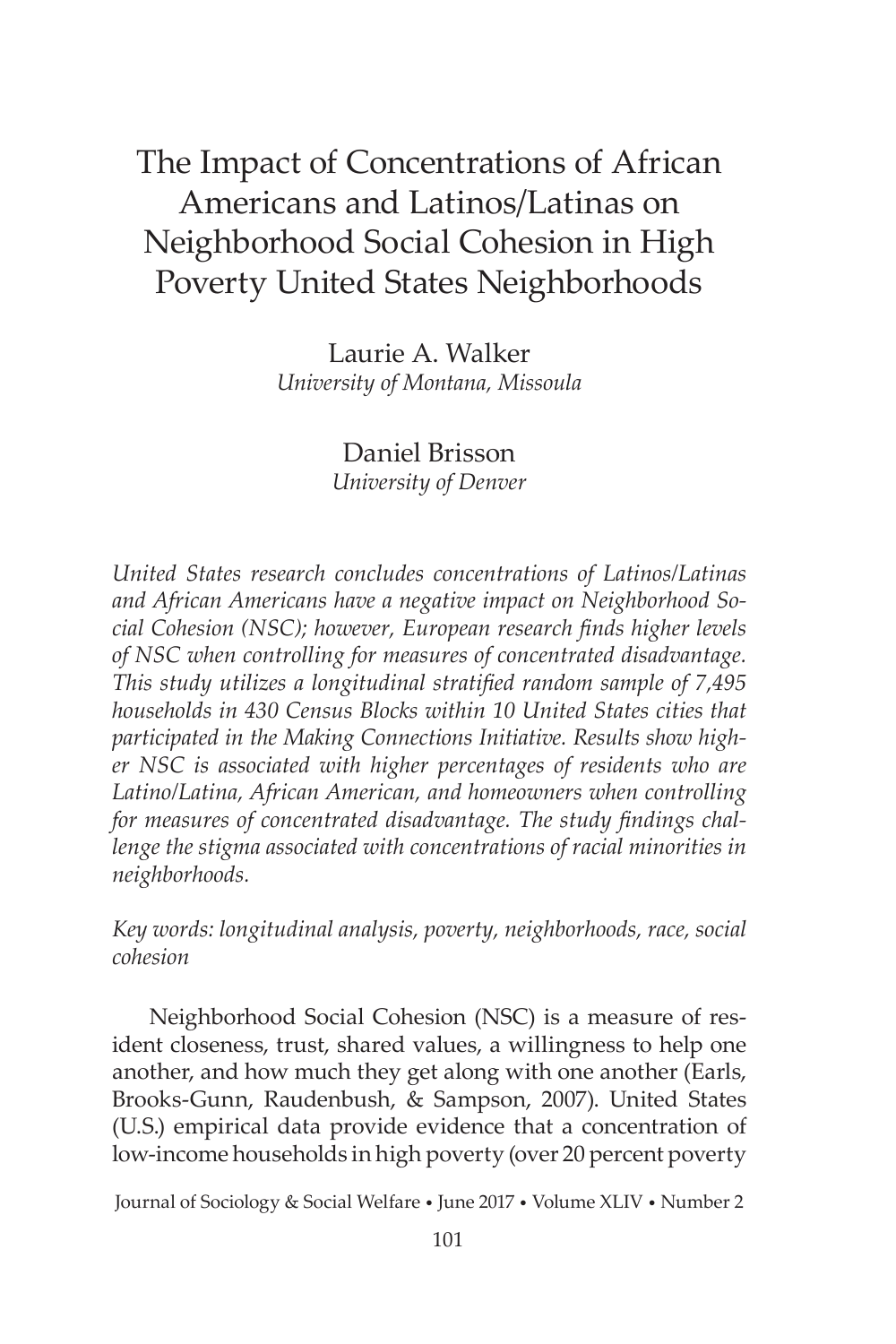# The Impact of Concentrations of African Americans and Latinos/Latinas on Neighborhood Social Cohesion in High Poverty United States Neighborhoods

Laurie A. Walker
*University of Montana, Missoula*

Daniel Brisson
*University of Denver*

*United States research concludes concentrations of Latinos/Latinas and African Americans have a negative impact on Neighborhood Social Cohesion (NSC); however, European research finds higher levels of NSC when controlling for measures of concentrated disadvantage. This study utilizes a longitudinal stratified random sample of 7,495 households in 430 Census Blocks within 10 United States cities that participated in the Making Connections Initiative. Results show higher NSC is associated with higher percentages of residents who are Latino/Latina, African American, and homeowners when controlling for measures of concentrated disadvantage. The study findings challenge the stigma associated with concentrations of racial minorities in neighborhoods.*

*Key words: longitudinal analysis, poverty, neighborhoods, race, social cohesion*

Neighborhood Social Cohesion (NSC) is a measure of resident closeness, trust, shared values, a willingness to help one another, and how much they get along with one another (Earls, Brooks-Gunn, Raudenbush, & Sampson, 2007). United States (U.S.) empirical data provide evidence that a concentration of low-income households in high poverty (over 20 percent poverty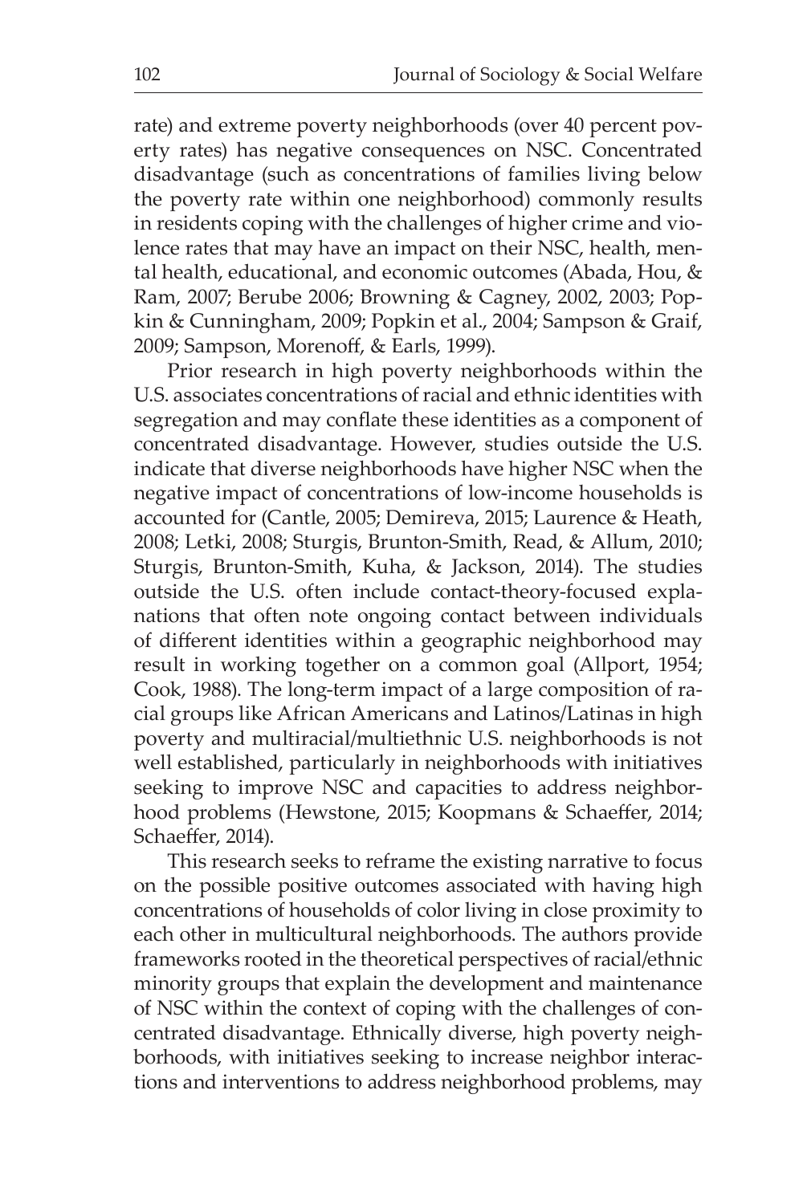rate) and extreme poverty neighborhoods (over 40 percent poverty rates) has negative consequences on NSC. Concentrated disadvantage (such as concentrations of families living below the poverty rate within one neighborhood) commonly results in residents coping with the challenges of higher crime and violence rates that may have an impact on their NSC, health, mental health, educational, and economic outcomes (Abada, Hou, & Ram, 2007; Berube 2006; Browning & Cagney, 2002, 2003; Popkin & Cunningham, 2009; Popkin et al., 2004; Sampson & Graif, 2009; Sampson, Morenoff, & Earls, 1999).

Prior research in high poverty neighborhoods within the U.S. associates concentrations of racial and ethnic identities with segregation and may conflate these identities as a component of concentrated disadvantage. However, studies outside the U.S. indicate that diverse neighborhoods have higher NSC when the negative impact of concentrations of low-income households is accounted for (Cantle, 2005; Demireva, 2015; Laurence & Heath, 2008; Letki, 2008; Sturgis, Brunton-Smith, Read, & Allum, 2010; Sturgis, Brunton-Smith, Kuha, & Jackson, 2014). The studies outside the U.S. often include contact-theory-focused explanations that often note ongoing contact between individuals of different identities within a geographic neighborhood may result in working together on a common goal (Allport, 1954; Cook, 1988). The long-term impact of a large composition of racial groups like African Americans and Latinos/Latinas in high poverty and multiracial/multiethnic U.S. neighborhoods is not well established, particularly in neighborhoods with initiatives seeking to improve NSC and capacities to address neighborhood problems (Hewstone, 2015; Koopmans & Schaeffer, 2014; Schaeffer, 2014).

This research seeks to reframe the existing narrative to focus on the possible positive outcomes associated with having high concentrations of households of color living in close proximity to each other in multicultural neighborhoods. The authors provide frameworks rooted in the theoretical perspectives of racial/ethnic minority groups that explain the development and maintenance of NSC within the context of coping with the challenges of concentrated disadvantage. Ethnically diverse, high poverty neighborhoods, with initiatives seeking to increase neighbor interactions and interventions to address neighborhood problems, may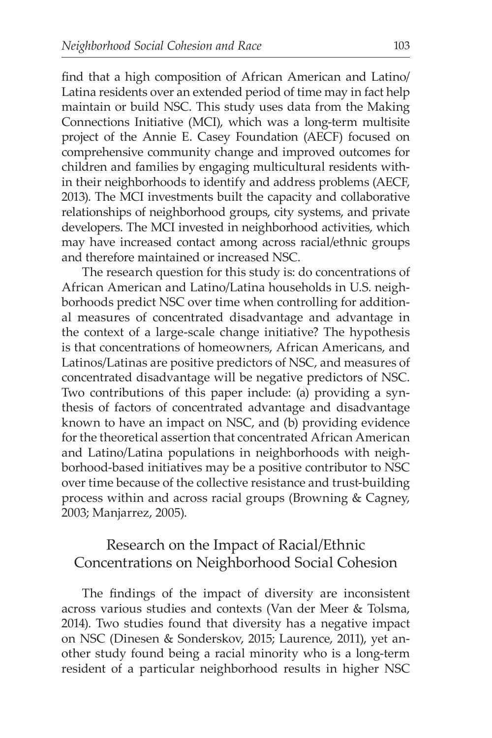find that a high composition of African American and Latino/Latina residents over an extended period of time may in fact help maintain or build NSC. This study uses data from the Making Connections Initiative (MCI), which was a long-term multisite project of the Annie E. Casey Foundation (AECF) focused on comprehensive community change and improved outcomes for children and families by engaging multicultural residents within their neighborhoods to identify and address problems (AECF, 2013). The MCI investments built the capacity and collaborative relationships of neighborhood groups, city systems, and private developers. The MCI invested in neighborhood activities, which may have increased contact among across racial/ethnic groups and therefore maintained or increased NSC.

The research question for this study is: do concentrations of African American and Latino/Latina households in U.S. neighborhoods predict NSC over time when controlling for additional measures of concentrated disadvantage and advantage in the context of a large-scale change initiative? The hypothesis is that concentrations of homeowners, African Americans, and Latinos/Latinas are positive predictors of NSC, and measures of concentrated disadvantage will be negative predictors of NSC. Two contributions of this paper include: (a) providing a synthesis of factors of concentrated advantage and disadvantage known to have an impact on NSC, and (b) providing evidence for the theoretical assertion that concentrated African American and Latino/Latina populations in neighborhoods with neighborhood-based initiatives may be a positive contributor to NSC over time because of the collective resistance and trust-building process within and across racial groups (Browning & Cagney, 2003; Manjarrez, 2005).

## Research on the Impact of Racial/Ethnic Concentrations on Neighborhood Social Cohesion

The findings of the impact of diversity are inconsistent across various studies and contexts (Van der Meer & Tolsma, 2014). Two studies found that diversity has a negative impact on NSC (Dinesen & Sonderskov, 2015; Laurence, 2011), yet another study found being a racial minority who is a long-term resident of a particular neighborhood results in higher NSC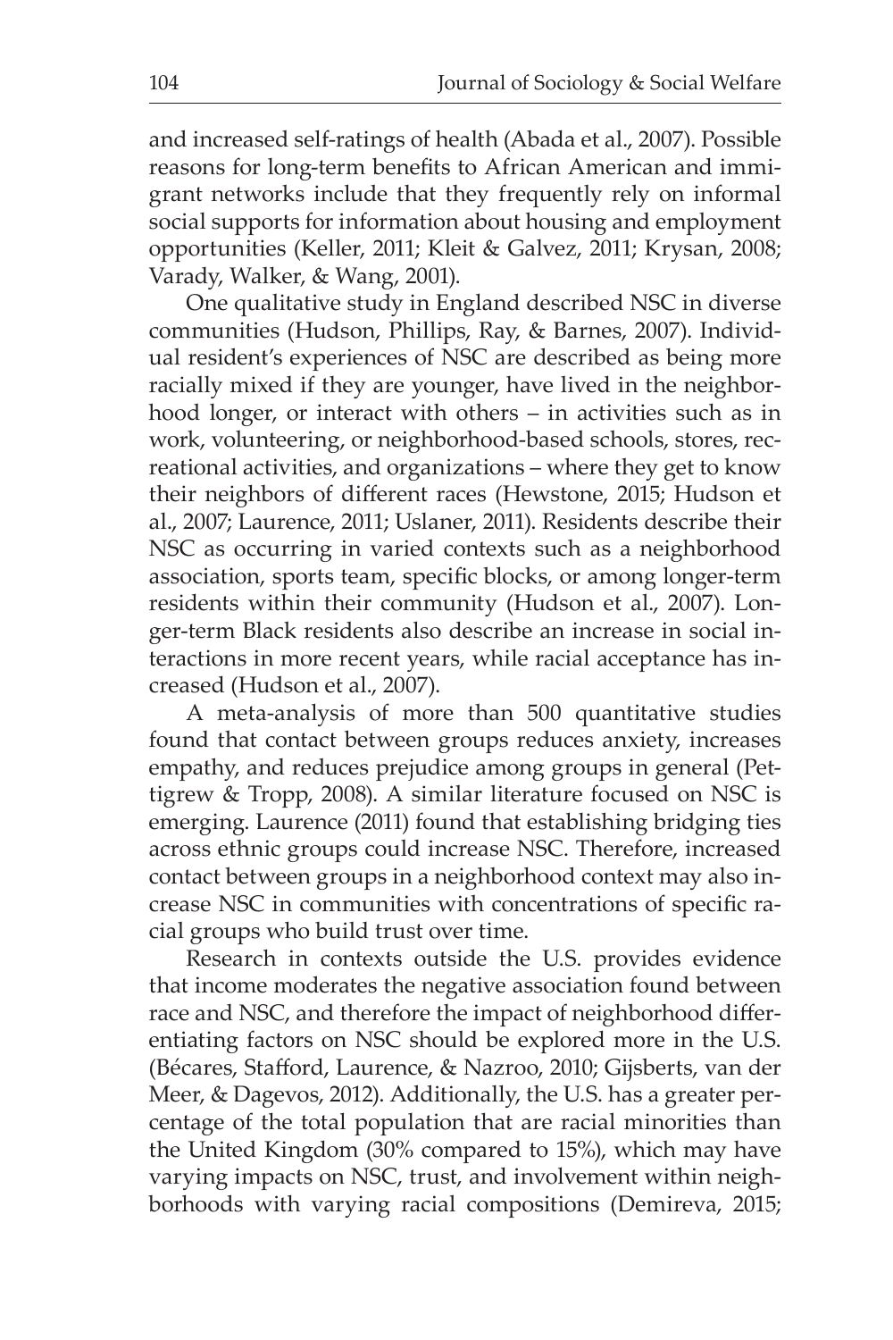and increased self-ratings of health (Abada et al., 2007). Possible reasons for long-term benefits to African American and immigrant networks include that they frequently rely on informal social supports for information about housing and employment opportunities (Keller, 2011; Kleit & Galvez, 2011; Krysan, 2008; Varady, Walker, & Wang, 2001).

One qualitative study in England described NSC in diverse communities (Hudson, Phillips, Ray, & Barnes, 2007). Individual resident's experiences of NSC are described as being more racially mixed if they are younger, have lived in the neighborhood longer, or interact with others – in activities such as in work, volunteering, or neighborhood-based schools, stores, recreational activities, and organizations – where they get to know their neighbors of different races (Hewstone, 2015; Hudson et al., 2007; Laurence, 2011; Uslaner, 2011). Residents describe their NSC as occurring in varied contexts such as a neighborhood association, sports team, specific blocks, or among longer-term residents within their community (Hudson et al., 2007). Longer-term Black residents also describe an increase in social interactions in more recent years, while racial acceptance has increased (Hudson et al., 2007).

A meta-analysis of more than 500 quantitative studies found that contact between groups reduces anxiety, increases empathy, and reduces prejudice among groups in general (Pettigrew & Tropp, 2008). A similar literature focused on NSC is emerging. Laurence (2011) found that establishing bridging ties across ethnic groups could increase NSC. Therefore, increased contact between groups in a neighborhood context may also increase NSC in communities with concentrations of specific racial groups who build trust over time.

Research in contexts outside the U.S. provides evidence that income moderates the negative association found between race and NSC, and therefore the impact of neighborhood differentiating factors on NSC should be explored more in the U.S. (Bécares, Stafford, Laurence, & Nazroo, 2010; Gijsberts, van der Meer, & Dagevos, 2012). Additionally, the U.S. has a greater percentage of the total population that are racial minorities than the United Kingdom (30% compared to 15%), which may have varying impacts on NSC, trust, and involvement within neighborhoods with varying racial compositions (Demireva, 2015;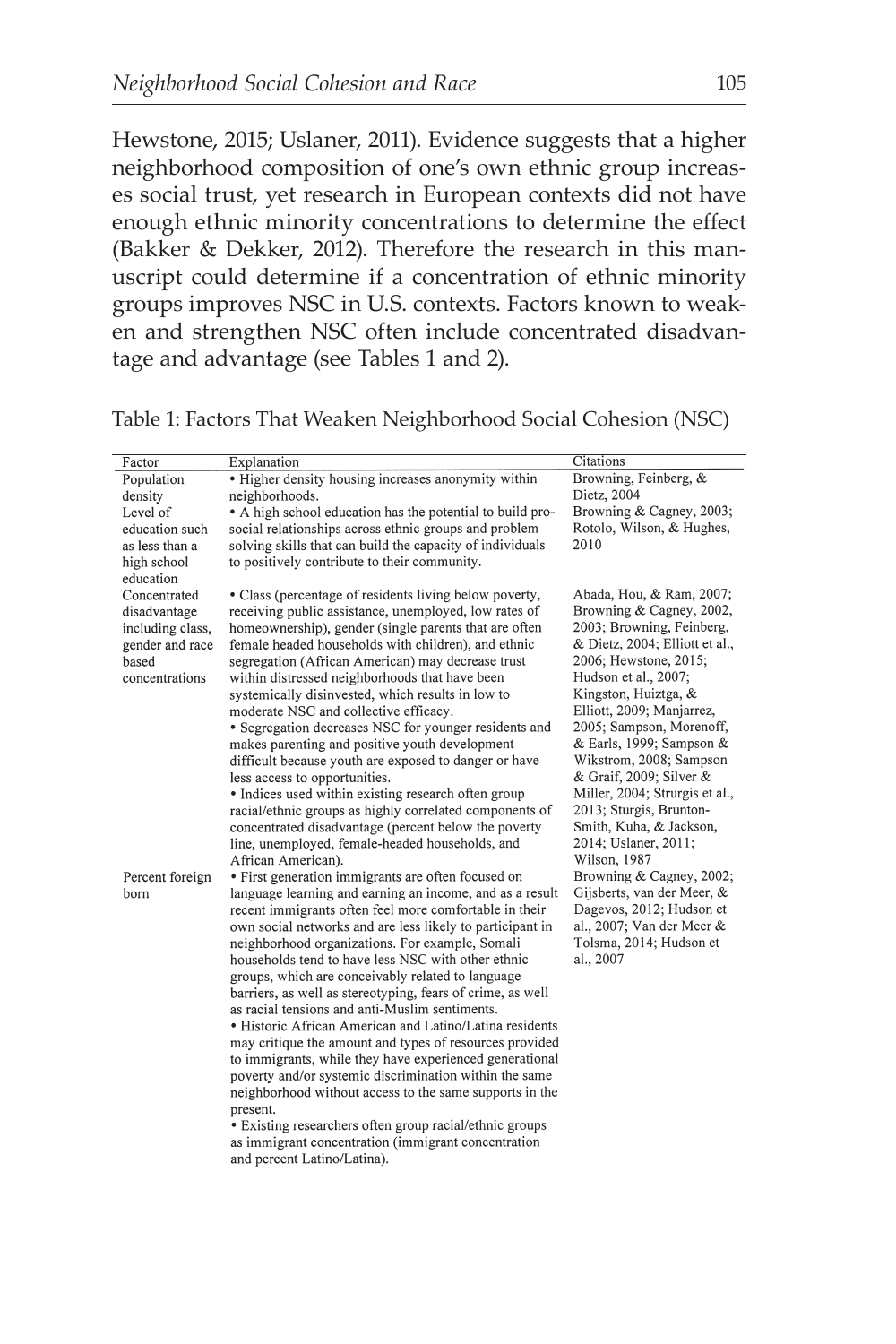Hewstone, 2015; Uslaner, 2011). Evidence suggests that a higher neighborhood composition of one's own ethnic group increases social trust, yet research in European contexts did not have enough ethnic minority concentrations to determine the effect (Bakker & Dekker, 2012). Therefore the research in this manuscript could determine if a concentration of ethnic minority groups improves NSC in U.S. contexts. Factors known to weaken and strengthen NSC often include concentrated disadvantage and advantage (see Tables 1 and 2).

Table 1: Factors That Weaken Neighborhood Social Cohesion (NSC)

| Factor | Explanation | Citations |
|---|---|---|
| Population density | • Higher density housing increases anonymity within neighborhoods. | Browning, Feinberg, & Dietz, 2004 |
| Level of education such as less than a high school education | • A high school education has the potential to build pro-social relationships across ethnic groups and problem solving skills that can build the capacity of individuals to positively contribute to their community. | Browning & Cagney, 2003; Rotolo, Wilson, & Hughes, 2010 |
| Concentrated disadvantage including class, gender and race based concentrations | • Class (percentage of residents living below poverty, receiving public assistance, unemployed, low rates of homeownership), gender (single parents that are often female headed households with children), and ethnic segregation (African American) may decrease trust within distressed neighborhoods that have been systemically disinvested, which results in low to moderate NSC and collective efficacy.<br>• Segregation decreases NSC for younger residents and makes parenting and positive youth development difficult because youth are exposed to danger or have less access to opportunities.<br>• Indices used within existing research often group racial/ethnic groups as highly correlated components of concentrated disadvantage (percent below the poverty line, unemployed, female-headed households, and African American). | Abada, Hou, & Ram, 2007; Browning & Cagney, 2002, 2003; Browning, Feinberg, & Dietz, 2004; Elliott et al., 2006; Hewstone, 2015; Hudson et al., 2007; Kingston, Huiztga, & Elliott, 2009; Manjarrez, 2005; Sampson, Morenoff, & Earls, 1999; Sampson & Wikstrom, 2008; Sampson & Graif, 2009; Silver & Miller, 2004; Strurgis et al., 2013; Sturgis, Brunton-Smith, Kuha, & Jackson, 2014; Uslaner, 2011; Wilson, 1987 |
| Percent foreign born | • First generation immigrants are often focused on language learning and earning an income, and as a result recent immigrants often feel more comfortable in their own social networks and are less likely to participant in neighborhood organizations. For example, Somali households tend to have less NSC with other ethnic groups, which are conceivably related to language barriers, as well as stereotyping, fears of crime, as well as racial tensions and anti-Muslim sentiments.<br>• Historic African American and Latino/Latina residents may critique the amount and types of resources provided to immigrants, while they have experienced generational poverty and/or systemic discrimination within the same neighborhood without access to the same supports in the present.<br>• Existing researchers often group racial/ethnic groups as immigrant concentration (immigrant concentration and percent Latino/Latina). | Browning & Cagney, 2002; Gijsberts, van der Meer, & Dagevos, 2012; Hudson et al., 2007; Van der Meer & Tolsma, 2014; Hudson et al., 2007 |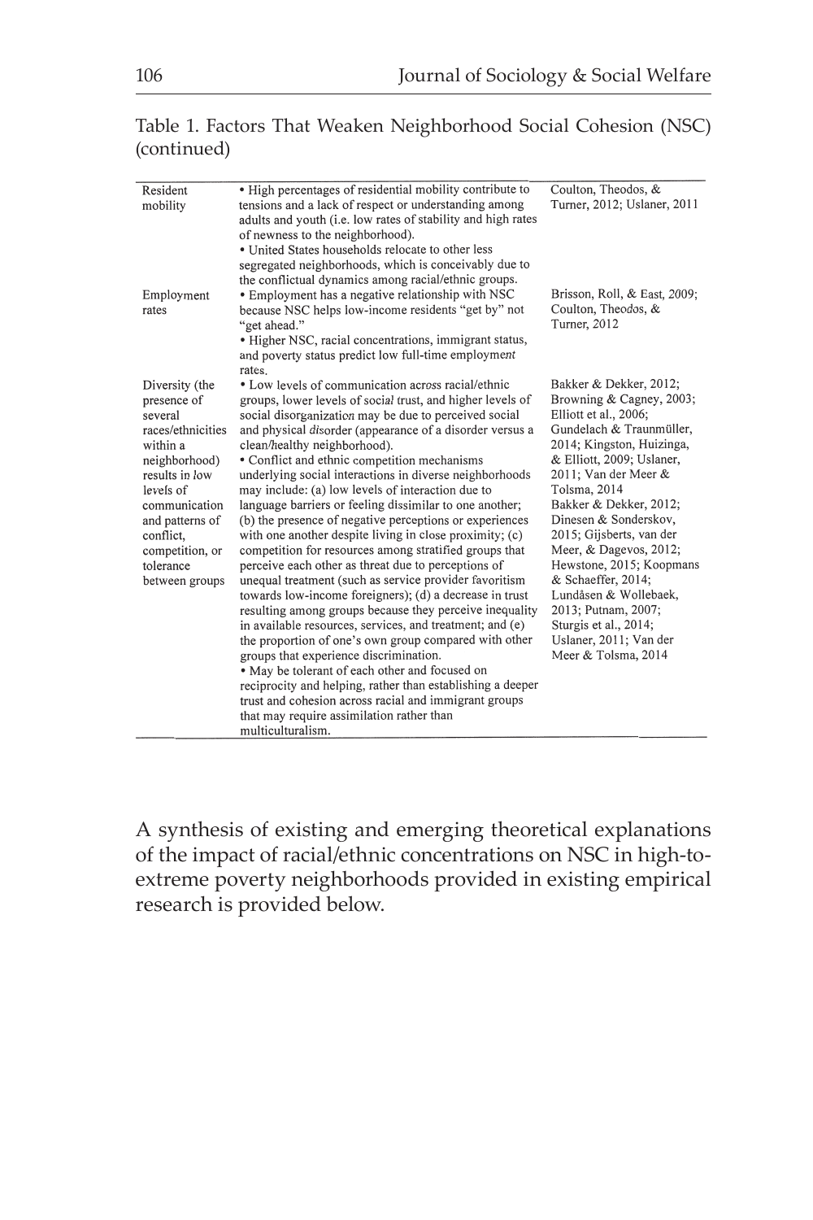Table 1. Factors That Weaken Neighborhood Social Cohesion (NSC) (continued)

| | | |
|---|---|---|
| Resident mobility | • High percentages of residential mobility contribute to tensions and a lack of respect or understanding among adults and youth (i.e. low rates of stability and high rates of newness to the neighborhood).<br>• United States households relocate to other less segregated neighborhoods, which is conceivably due to the conflictual dynamics among racial/ethnic groups. | Coulton, Theodos, & Turner, 2012; Uslaner, 2011 |
| Employment rates | • Employment has a negative relationship with NSC because NSC helps low-income residents "get by" not "get ahead."<br>• Higher NSC, racial concentrations, immigrant status, and poverty status predict low full-time employment rates. | Brisson, Roll, & East, 2009; Coulton, Theodos, & Turner, 2012 |
| Diversity (the presence of several races/ethnicities within a neighborhood) results in low levels of communication and patterns of conflict, competition, or tolerance between groups | • Low levels of communication across racial/ethnic groups, lower levels of social trust, and higher levels of social disorganization may be due to perceived social and physical disorder (appearance of a disorder versus a clean/healthy neighborhood).<br>• Conflict and ethnic competition mechanisms underlying social interactions in diverse neighborhoods may include: (a) low levels of interaction due to language barriers or feeling dissimilar to one another; (b) the presence of negative perceptions or experiences with one another despite living in close proximity; (c) competition for resources among stratified groups that perceive each other as threat due to perceptions of unequal treatment (such as service provider favoritism towards low-income foreigners); (d) a decrease in trust resulting among groups because they perceive inequality in available resources, services, and treatment; and (e) the proportion of one's own group compared with other groups that experience discrimination.<br>• May be tolerant of each other and focused on reciprocity and helping, rather than establishing a deeper trust and cohesion across racial and immigrant groups that may require assimilation rather than multiculturalism. | Bakker & Dekker, 2012; Browning & Cagney, 2003; Elliott et al., 2006; Gundelach & Traunmüller, 2014; Kingston, Huizinga, & Elliott, 2009; Uslaner, 2011; Van der Meer & Tolsma, 2014<br>Bakker & Dekker, 2012; Dinesen & Sonderskov, 2015; Gijsberts, van der Meer, & Dagevos, 2012; Hewstone, 2015; Koopmans & Schaeffer, 2014; Lundåsen & Wollebaek, 2013; Putnam, 2007; Sturgis et al., 2014; Uslaner, 2011; Van der Meer & Tolsma, 2014 |

A synthesis of existing and emerging theoretical explanations of the impact of racial/ethnic concentrations on NSC in high-to-extreme poverty neighborhoods provided in existing empirical research is provided below.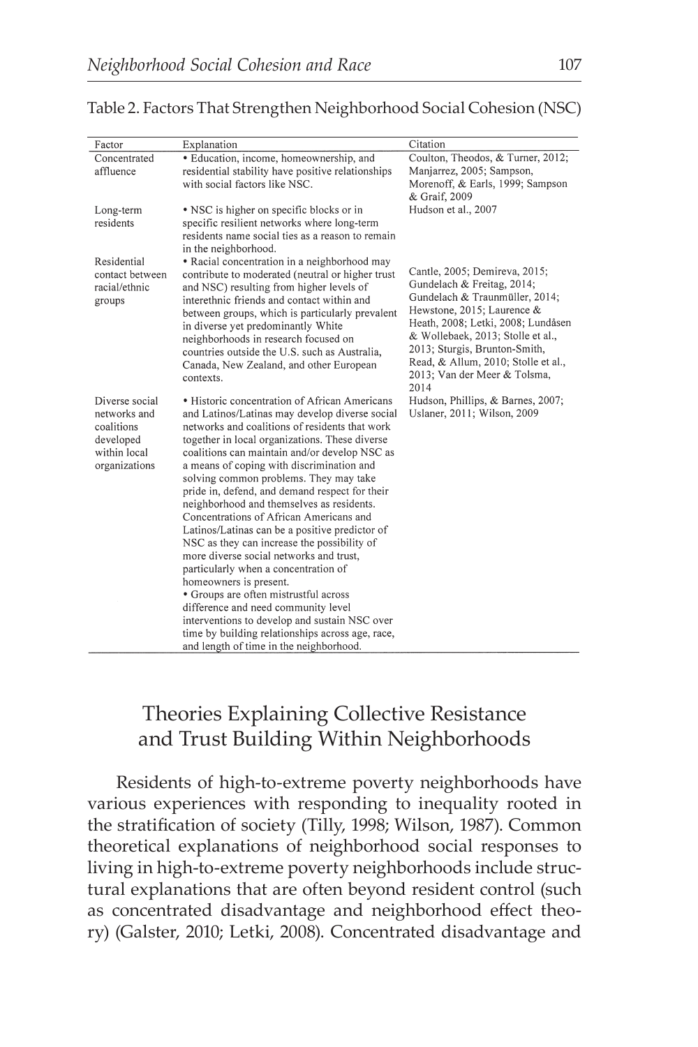Table 2. Factors That Strengthen Neighborhood Social Cohesion (NSC)

| Factor | Explanation | Citation |
|---|---|---|
| Concentrated affluence | • Education, income, homeownership, and residential stability have positive relationships with social factors like NSC. | Coulton, Theodos, & Turner, 2012; Manjarrez, 2005; Sampson, Morenoff, & Earls, 1999; Sampson & Graif, 2009 |
| Long-term residents | • NSC is higher on specific blocks or in specific resilient networks where long-term residents name social ties as a reason to remain in the neighborhood. | Hudson et al., 2007 |
| Residential contact between racial/ethnic groups | • Racial concentration in a neighborhood may contribute to moderated (neutral or higher trust and NSC) resulting from higher levels of interethnic friends and contact within and between groups, which is particularly prevalent in diverse yet predominantly White neighborhoods in research focused on countries outside the U.S. such as Australia, Canada, New Zealand, and other European contexts. | Cantle, 2005; Demireva, 2015; Gundelach & Freitag, 2014; Gundelach & Traunmüller, 2014; Hewstone, 2015; Laurence & Heath, 2008; Letki, 2008; Lundåsen & Wollebaek, 2013; Stolle et al., 2013; Sturgis, Brunton-Smith, Read, & Allum, 2010; Stolle et al., 2013; Van der Meer & Tolsma, 2014 |
| Diverse social networks and coalitions developed within local organizations | • Historic concentration of African Americans and Latinos/Latinas may develop diverse social networks and coalitions of residents that work together in local organizations. These diverse coalitions can maintain and/or develop NSC as a means of coping with discrimination and solving common problems. They may take pride in, defend, and demand respect for their neighborhood and themselves as residents. Concentrations of African Americans and Latinos/Latinas can be a positive predictor of NSC as they can increase the possibility of more diverse social networks and trust, particularly when a concentration of homeowners is present.<br>• Groups are often mistrustful across difference and need community level interventions to develop and sustain NSC over time by building relationships across age, race, and length of time in the neighborhood. | Hudson, Phillips, & Barnes, 2007; Uslaner, 2011; Wilson, 2009 |

## Theories Explaining Collective Resistance and Trust Building Within Neighborhoods

Residents of high-to-extreme poverty neighborhoods have various experiences with responding to inequality rooted in the stratification of society (Tilly, 1998; Wilson, 1987). Common theoretical explanations of neighborhood social responses to living in high-to-extreme poverty neighborhoods include structural explanations that are often beyond resident control (such as concentrated disadvantage and neighborhood effect theory) (Galster, 2010; Letki, 2008). Concentrated disadvantage and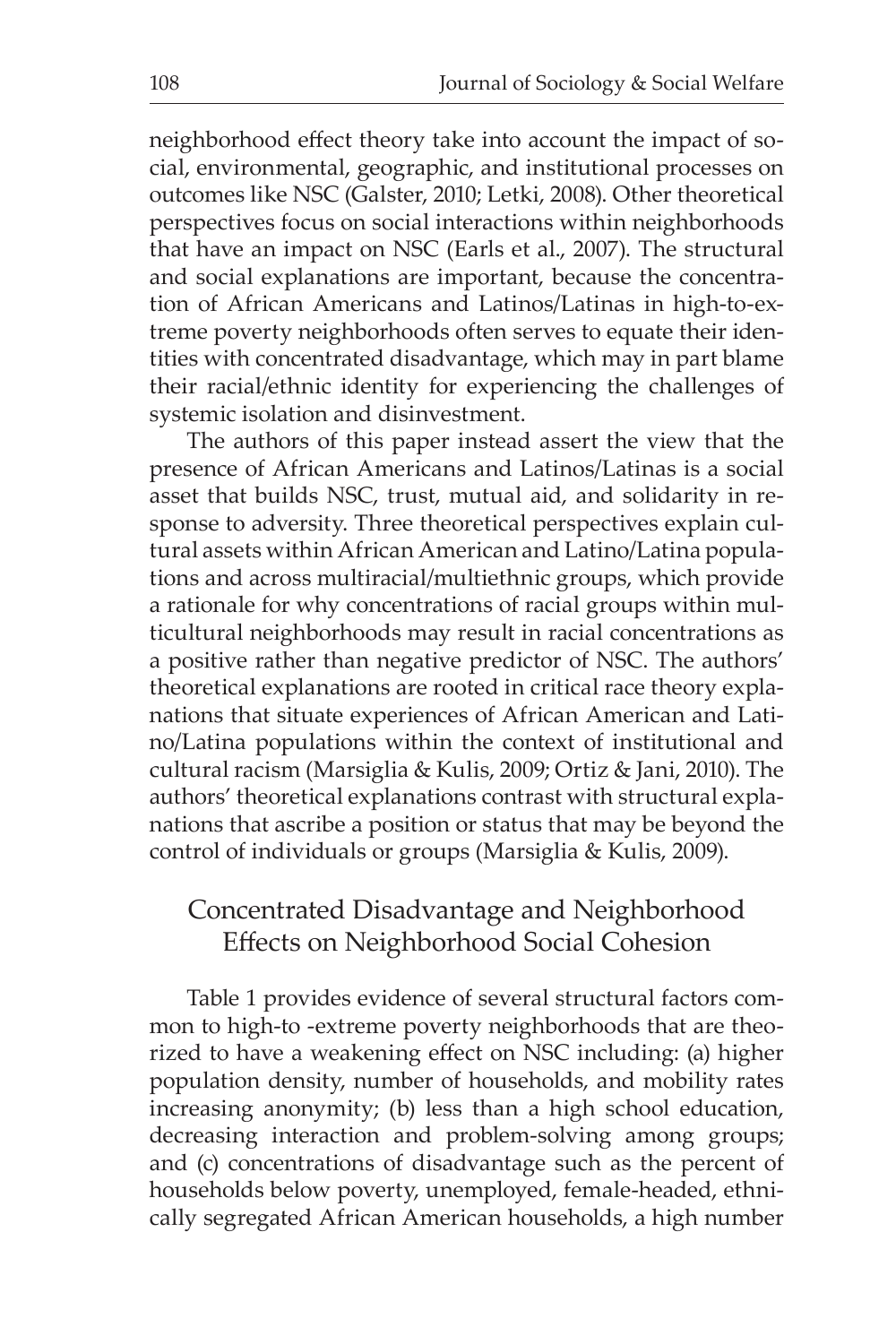neighborhood effect theory take into account the impact of social, environmental, geographic, and institutional processes on outcomes like NSC (Galster, 2010; Letki, 2008). Other theoretical perspectives focus on social interactions within neighborhoods that have an impact on NSC (Earls et al., 2007). The structural and social explanations are important, because the concentration of African Americans and Latinos/Latinas in high-to-extreme poverty neighborhoods often serves to equate their identities with concentrated disadvantage, which may in part blame their racial/ethnic identity for experiencing the challenges of systemic isolation and disinvestment.

The authors of this paper instead assert the view that the presence of African Americans and Latinos/Latinas is a social asset that builds NSC, trust, mutual aid, and solidarity in response to adversity. Three theoretical perspectives explain cultural assets within African American and Latino/Latina populations and across multiracial/multiethnic groups, which provide a rationale for why concentrations of racial groups within multicultural neighborhoods may result in racial concentrations as a positive rather than negative predictor of NSC. The authors' theoretical explanations are rooted in critical race theory explanations that situate experiences of African American and Latino/Latina populations within the context of institutional and cultural racism (Marsiglia & Kulis, 2009; Ortiz & Jani, 2010). The authors' theoretical explanations contrast with structural explanations that ascribe a position or status that may be beyond the control of individuals or groups (Marsiglia & Kulis, 2009).

## Concentrated Disadvantage and Neighborhood Effects on Neighborhood Social Cohesion

Table 1 provides evidence of several structural factors common to high-to -extreme poverty neighborhoods that are theorized to have a weakening effect on NSC including: (a) higher population density, number of households, and mobility rates increasing anonymity; (b) less than a high school education, decreasing interaction and problem-solving among groups; and (c) concentrations of disadvantage such as the percent of households below poverty, unemployed, female-headed, ethnically segregated African American households, a high number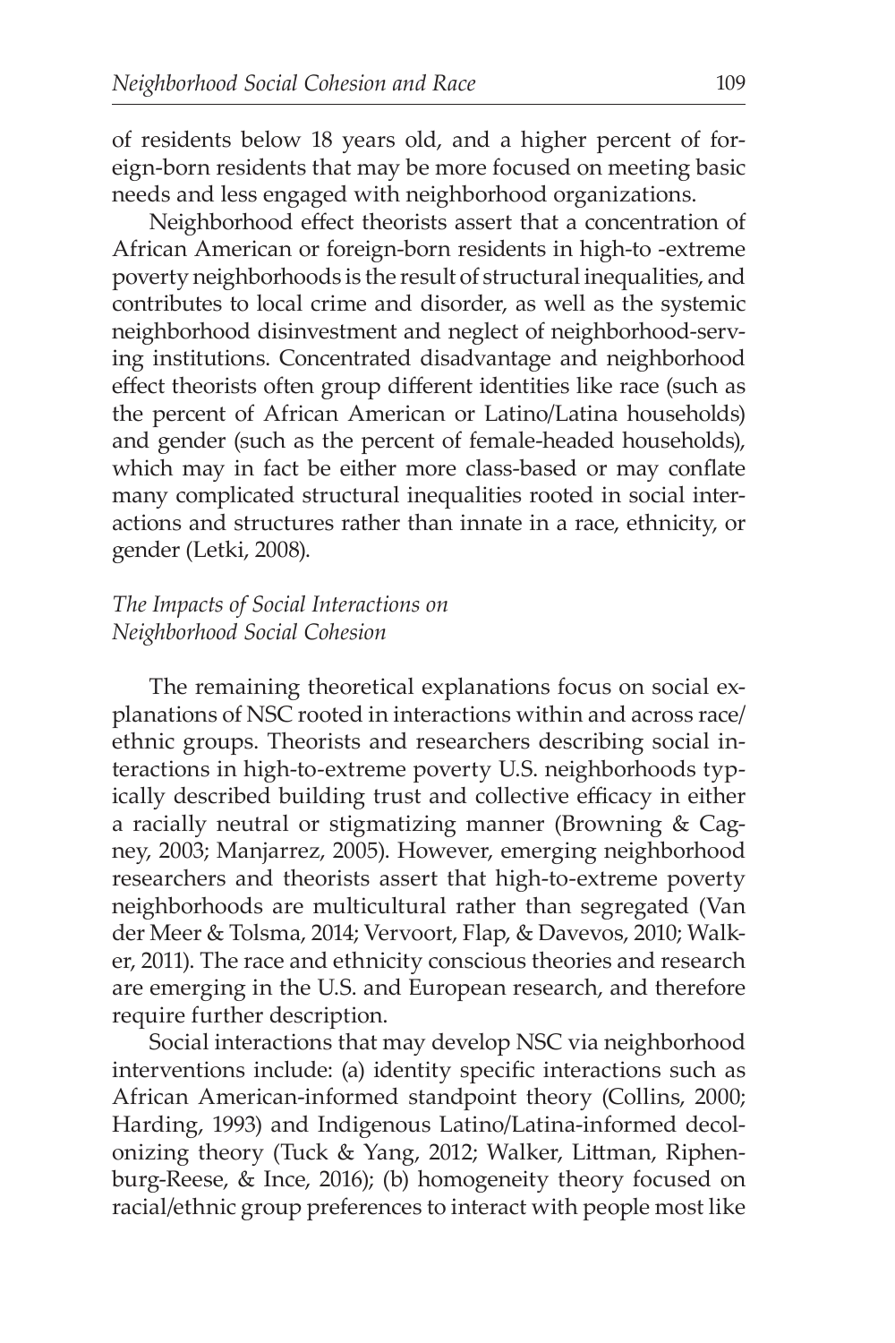of residents below 18 years old, and a higher percent of foreign-born residents that may be more focused on meeting basic needs and less engaged with neighborhood organizations.

Neighborhood effect theorists assert that a concentration of African American or foreign-born residents in high-to -extreme poverty neighborhoods is the result of structural inequalities, and contributes to local crime and disorder, as well as the systemic neighborhood disinvestment and neglect of neighborhood-serving institutions. Concentrated disadvantage and neighborhood effect theorists often group different identities like race (such as the percent of African American or Latino/Latina households) and gender (such as the percent of female-headed households), which may in fact be either more class-based or may conflate many complicated structural inequalities rooted in social interactions and structures rather than innate in a race, ethnicity, or gender (Letki, 2008).

### *The Impacts of Social Interactions on Neighborhood Social Cohesion*

The remaining theoretical explanations focus on social explanations of NSC rooted in interactions within and across race/ethnic groups. Theorists and researchers describing social interactions in high-to-extreme poverty U.S. neighborhoods typically described building trust and collective efficacy in either a racially neutral or stigmatizing manner (Browning & Cagney, 2003; Manjarrez, 2005). However, emerging neighborhood researchers and theorists assert that high-to-extreme poverty neighborhoods are multicultural rather than segregated (Van der Meer & Tolsma, 2014; Vervoort, Flap, & Davevos, 2010; Walker, 2011). The race and ethnicity conscious theories and research are emerging in the U.S. and European research, and therefore require further description.

Social interactions that may develop NSC via neighborhood interventions include: (a) identity specific interactions such as African American-informed standpoint theory (Collins, 2000; Harding, 1993) and Indigenous Latino/Latina-informed decolonizing theory (Tuck & Yang, 2012; Walker, Littman, Riphenburg-Reese, & Ince, 2016); (b) homogeneity theory focused on racial/ethnic group preferences to interact with people most like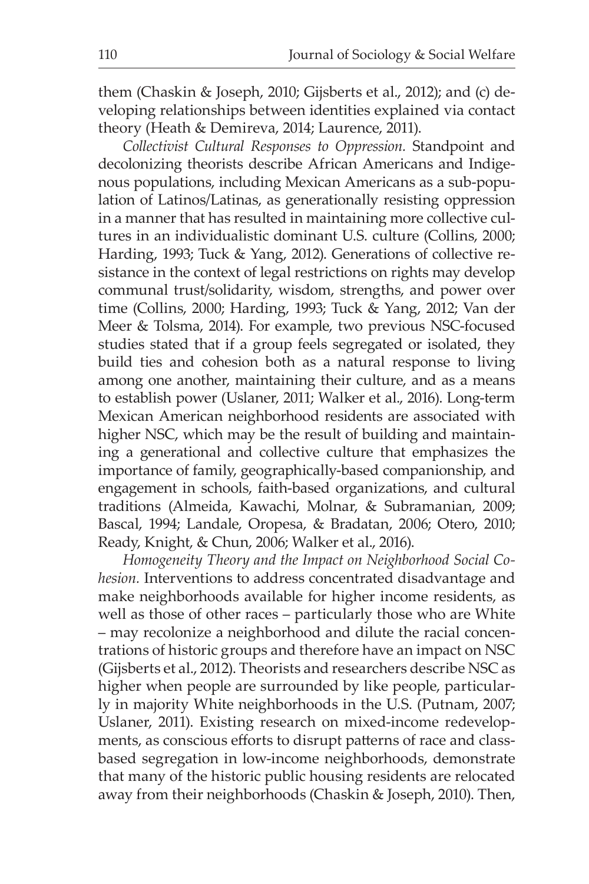them (Chaskin & Joseph, 2010; Gijsberts et al., 2012); and (c) developing relationships between identities explained via contact theory (Heath & Demireva, 2014; Laurence, 2011).

*Collectivist Cultural Responses to Oppression.* Standpoint and decolonizing theorists describe African Americans and Indigenous populations, including Mexican Americans as a sub-population of Latinos/Latinas, as generationally resisting oppression in a manner that has resulted in maintaining more collective cultures in an individualistic dominant U.S. culture (Collins, 2000; Harding, 1993; Tuck & Yang, 2012). Generations of collective resistance in the context of legal restrictions on rights may develop communal trust/solidarity, wisdom, strengths, and power over time (Collins, 2000; Harding, 1993; Tuck & Yang, 2012; Van der Meer & Tolsma, 2014). For example, two previous NSC-focused studies stated that if a group feels segregated or isolated, they build ties and cohesion both as a natural response to living among one another, maintaining their culture, and as a means to establish power (Uslaner, 2011; Walker et al., 2016). Long-term Mexican American neighborhood residents are associated with higher NSC, which may be the result of building and maintaining a generational and collective culture that emphasizes the importance of family, geographically-based companionship, and engagement in schools, faith-based organizations, and cultural traditions (Almeida, Kawachi, Molnar, & Subramanian, 2009; Bascal, 1994; Landale, Oropesa, & Bradatan, 2006; Otero, 2010; Ready, Knight, & Chun, 2006; Walker et al., 2016).

*Homogeneity Theory and the Impact on Neighborhood Social Cohesion.* Interventions to address concentrated disadvantage and make neighborhoods available for higher income residents, as well as those of other races – particularly those who are White – may recolonize a neighborhood and dilute the racial concentrations of historic groups and therefore have an impact on NSC (Gijsberts et al., 2012). Theorists and researchers describe NSC as higher when people are surrounded by like people, particularly in majority White neighborhoods in the U.S. (Putnam, 2007; Uslaner, 2011). Existing research on mixed-income redevelopments, as conscious efforts to disrupt patterns of race and class-based segregation in low-income neighborhoods, demonstrate that many of the historic public housing residents are relocated away from their neighborhoods (Chaskin & Joseph, 2010). Then,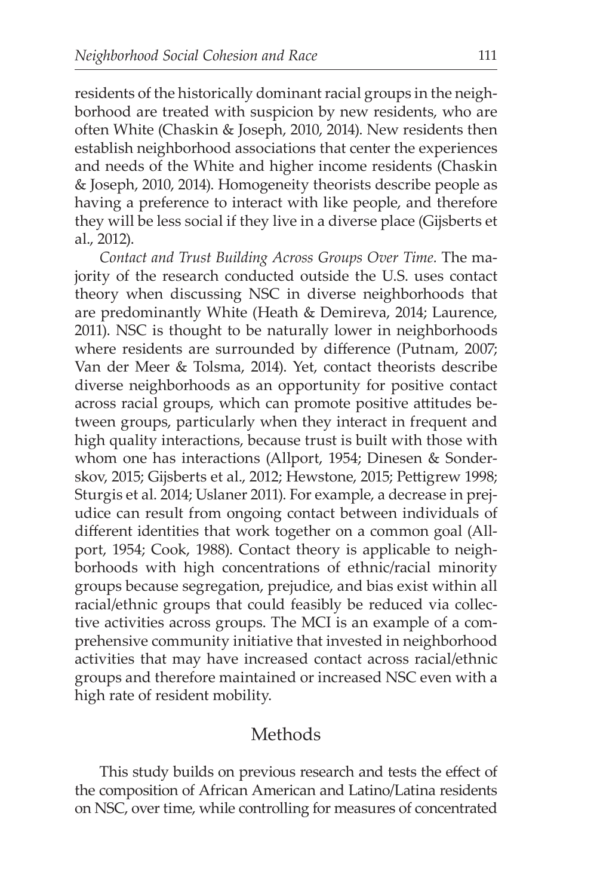residents of the historically dominant racial groups in the neighborhood are treated with suspicion by new residents, who are often White (Chaskin & Joseph, 2010, 2014). New residents then establish neighborhood associations that center the experiences and needs of the White and higher income residents (Chaskin & Joseph, 2010, 2014). Homogeneity theorists describe people as having a preference to interact with like people, and therefore they will be less social if they live in a diverse place (Gijsberts et al., 2012).

*Contact and Trust Building Across Groups Over Time.* The majority of the research conducted outside the U.S. uses contact theory when discussing NSC in diverse neighborhoods that are predominantly White (Heath & Demireva, 2014; Laurence, 2011). NSC is thought to be naturally lower in neighborhoods where residents are surrounded by difference (Putnam, 2007; Van der Meer & Tolsma, 2014). Yet, contact theorists describe diverse neighborhoods as an opportunity for positive contact across racial groups, which can promote positive attitudes between groups, particularly when they interact in frequent and high quality interactions, because trust is built with those with whom one has interactions (Allport, 1954; Dinesen & Sonderskov, 2015; Gijsberts et al., 2012; Hewstone, 2015; Pettigrew 1998; Sturgis et al. 2014; Uslaner 2011). For example, a decrease in prejudice can result from ongoing contact between individuals of different identities that work together on a common goal (Allport, 1954; Cook, 1988). Contact theory is applicable to neighborhoods with high concentrations of ethnic/racial minority groups because segregation, prejudice, and bias exist within all racial/ethnic groups that could feasibly be reduced via collective activities across groups. The MCI is an example of a comprehensive community initiative that invested in neighborhood activities that may have increased contact across racial/ethnic groups and therefore maintained or increased NSC even with a high rate of resident mobility.

## Methods

This study builds on previous research and tests the effect of the composition of African American and Latino/Latina residents on NSC, over time, while controlling for measures of concentrated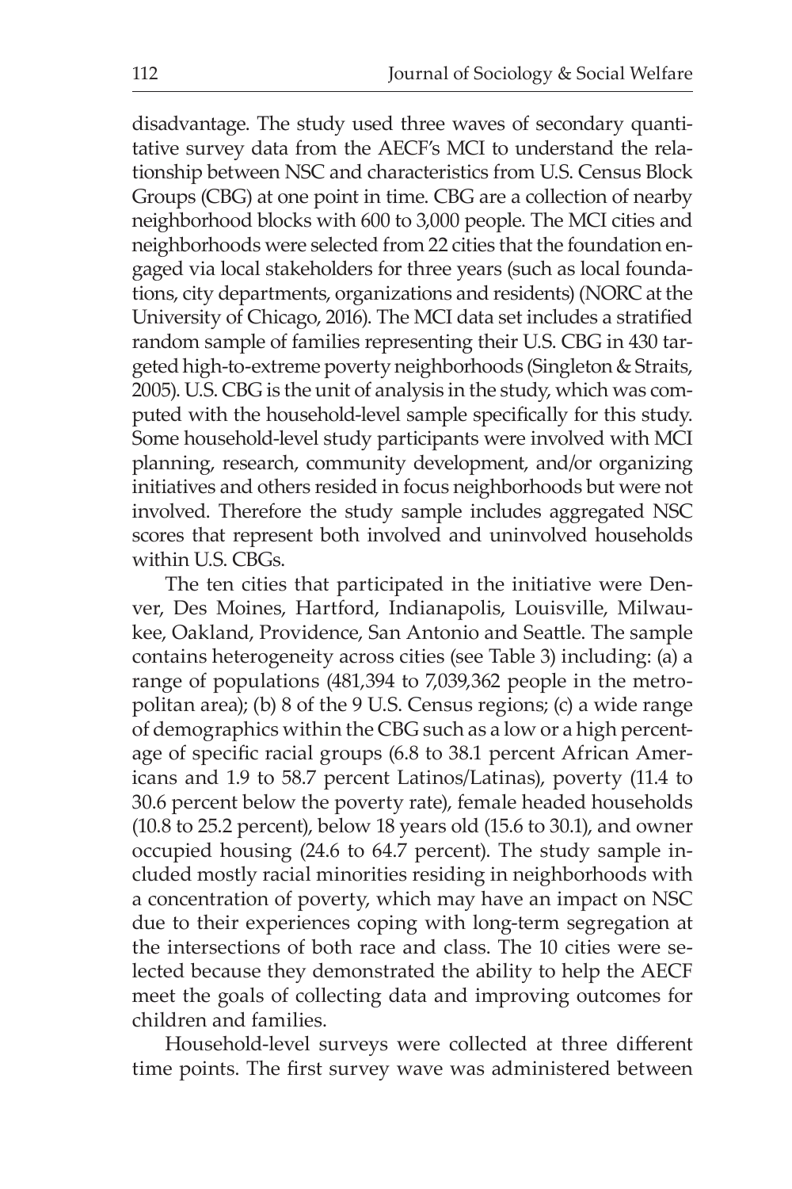disadvantage. The study used three waves of secondary quantitative survey data from the AECF's MCI to understand the relationship between NSC and characteristics from U.S. Census Block Groups (CBG) at one point in time. CBG are a collection of nearby neighborhood blocks with 600 to 3,000 people. The MCI cities and neighborhoods were selected from 22 cities that the foundation engaged via local stakeholders for three years (such as local foundations, city departments, organizations and residents) (NORC at the University of Chicago, 2016). The MCI data set includes a stratified random sample of families representing their U.S. CBG in 430 targeted high-to-extreme poverty neighborhoods (Singleton & Straits, 2005). U.S. CBG is the unit of analysis in the study, which was computed with the household-level sample specifically for this study. Some household-level study participants were involved with MCI planning, research, community development, and/or organizing initiatives and others resided in focus neighborhoods but were not involved. Therefore the study sample includes aggregated NSC scores that represent both involved and uninvolved households within U.S. CBGs.

The ten cities that participated in the initiative were Denver, Des Moines, Hartford, Indianapolis, Louisville, Milwaukee, Oakland, Providence, San Antonio and Seattle. The sample contains heterogeneity across cities (see Table 3) including: (a) a range of populations (481,394 to 7,039,362 people in the metropolitan area); (b) 8 of the 9 U.S. Census regions; (c) a wide range of demographics within the CBG such as a low or a high percentage of specific racial groups (6.8 to 38.1 percent African Americans and 1.9 to 58.7 percent Latinos/Latinas), poverty (11.4 to 30.6 percent below the poverty rate), female headed households (10.8 to 25.2 percent), below 18 years old (15.6 to 30.1), and owner occupied housing (24.6 to 64.7 percent). The study sample included mostly racial minorities residing in neighborhoods with a concentration of poverty, which may have an impact on NSC due to their experiences coping with long-term segregation at the intersections of both race and class. The 10 cities were selected because they demonstrated the ability to help the AECF meet the goals of collecting data and improving outcomes for children and families.

Household-level surveys were collected at three different time points. The first survey wave was administered between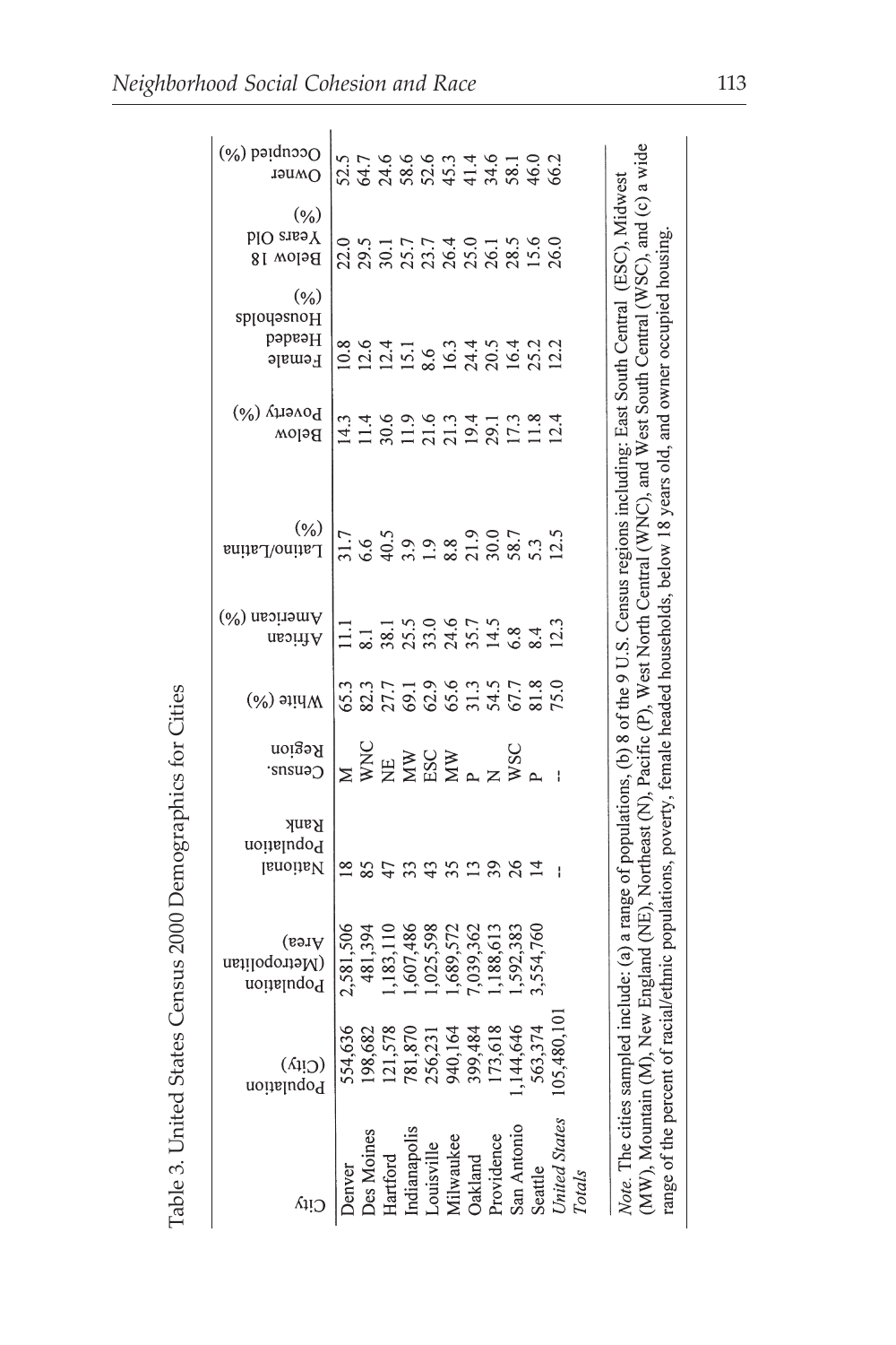Table 3. United States Census 2000 Demographics for Cities

| City | Population (City) | Population (Metropolitan Area) | National Population Rank | Census Region | White (%) | African American (%) | Latino/Latina (%) | Below Poverty (%) | Female Headed Households (%) | Below 18 Years Old (%) | Owner Occupied (%) |
|---|---|---|---|---|---|---|---|---|---|---|---|
| Denver | 554,636 | 2,581,506 | 18 | M | 65.3 | 11.1 | 31.7 | 14.3 | 10.8 | 22.0 | 52.5 |
| Des Moines | 198,682 | 481,394 | 85 | WNC | 82.3 | 8.1 | 6.6 | 11.4 | 12.6 | 29.5 | 64.7 |
| Hartford | 121,578 | 1,183,110 | 47 | NE | 27.7 | 38.1 | 40.5 | 30.6 | 12.4 | 30.1 | 24.6 |
| Indianapolis | 781,870 | 1,607,486 | 33 | MW | 69.1 | 25.5 | 3.9 | 11.9 | 15.1 | 25.7 | 58.6 |
| Louisville | 256,231 | 1,025,598 | 43 | ESC | 62.9 | 33.0 | 1.9 | 21.6 | 8.6 | 23.7 | 52.6 |
| Milwaukee | 940,164 | 1,689,572 | 35 | MW | 65.6 | 24.6 | 8.8 | 21.3 | 16.3 | 26.4 | 45.3 |
| Oakland | 399,484 | 7,039,362 | 13 | P | 31.3 | 35.7 | 21.9 | 19.4 | 24.4 | 25.0 | 41.4 |
| Providence | 173,618 | 1,188,613 | 39 | N | 54.5 | 14.5 | 30.0 | 29.1 | 20.5 | 26.1 | 34.6 |
| San Antonio | 1,144,646 | 1,592,383 | 26 | WSC | 67.7 | 6.8 | 58.7 | 17.3 | 16.4 | 28.5 | 58.1 |
| Seattle | 563,374 | 3,554,760 | 14 | P | 81.8 | 8.4 | 5.3 | 11.8 | 25.2 | 15.6 | 46.0 |
| *United States Totals* | 105,480,101 | | -- | -- | 75.0 | 12.3 | 12.5 | 12.4 | 12.2 | 26.0 | 66.2 |

*Note.* The cities sampled include: (a) a range of populations, (b) 8 of the 9 U.S. Census regions including: East South Central (ESC), Midwest (MW), Mountain (M), New England (NE), Northeast (N), Pacific (P), West North Central (WNC), and West South Central (WSC), and (c) a wide range of the percent of racial/ethnic populations, poverty, female headed households, below 18 years old, and owner occupied housing.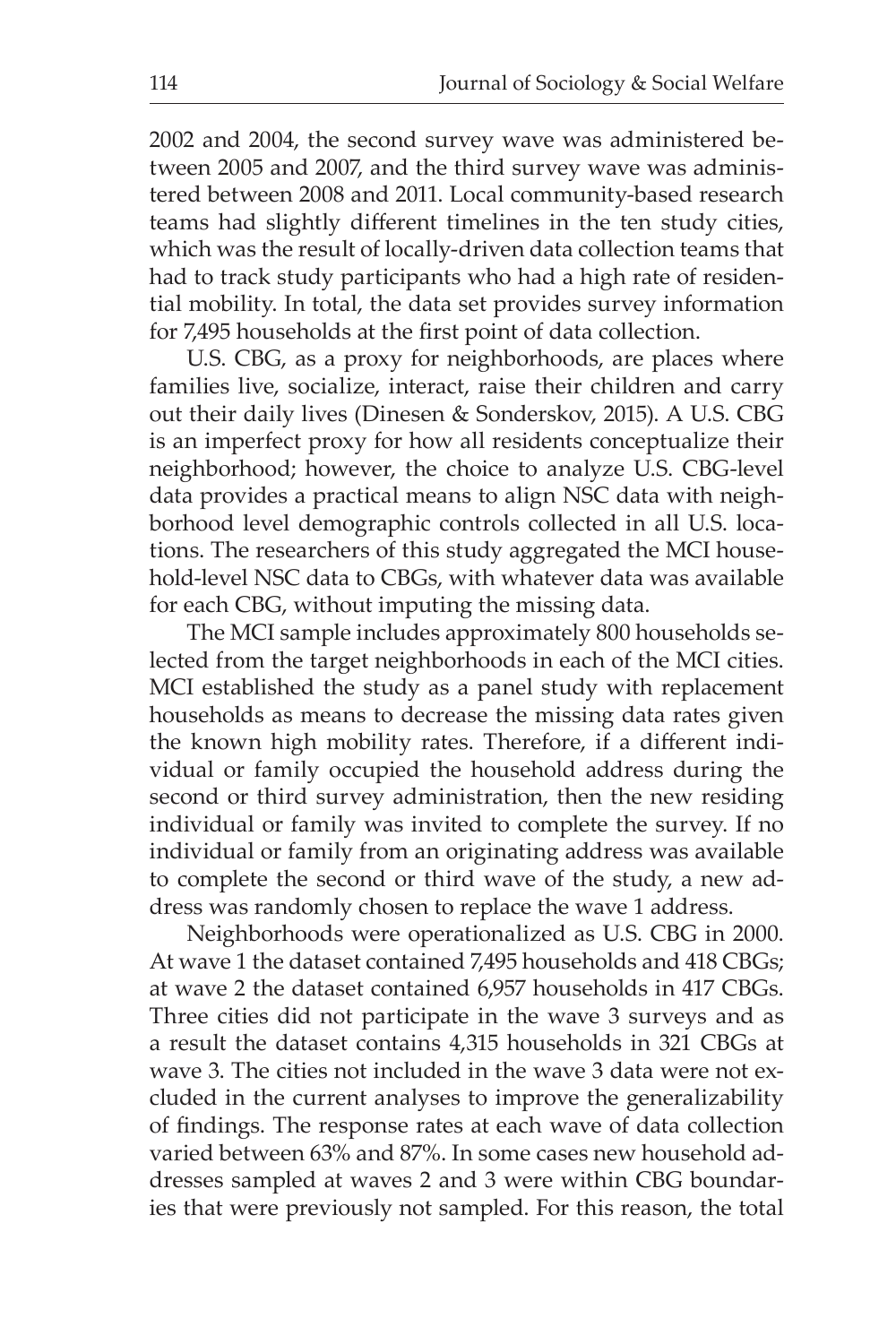2002 and 2004, the second survey wave was administered between 2005 and 2007, and the third survey wave was administered between 2008 and 2011. Local community-based research teams had slightly different timelines in the ten study cities, which was the result of locally-driven data collection teams that had to track study participants who had a high rate of residential mobility. In total, the data set provides survey information for 7,495 households at the first point of data collection.

U.S. CBG, as a proxy for neighborhoods, are places where families live, socialize, interact, raise their children and carry out their daily lives (Dinesen & Sonderskov, 2015). A U.S. CBG is an imperfect proxy for how all residents conceptualize their neighborhood; however, the choice to analyze U.S. CBG-level data provides a practical means to align NSC data with neighborhood level demographic controls collected in all U.S. locations. The researchers of this study aggregated the MCI household-level NSC data to CBGs, with whatever data was available for each CBG, without imputing the missing data.

The MCI sample includes approximately 800 households selected from the target neighborhoods in each of the MCI cities. MCI established the study as a panel study with replacement households as means to decrease the missing data rates given the known high mobility rates. Therefore, if a different individual or family occupied the household address during the second or third survey administration, then the new residing individual or family was invited to complete the survey. If no individual or family from an originating address was available to complete the second or third wave of the study, a new address was randomly chosen to replace the wave 1 address.

Neighborhoods were operationalized as U.S. CBG in 2000. At wave 1 the dataset contained 7,495 households and 418 CBGs; at wave 2 the dataset contained 6,957 households in 417 CBGs. Three cities did not participate in the wave 3 surveys and as a result the dataset contains 4,315 households in 321 CBGs at wave 3. The cities not included in the wave 3 data were not excluded in the current analyses to improve the generalizability of findings. The response rates at each wave of data collection varied between 63% and 87%. In some cases new household addresses sampled at waves 2 and 3 were within CBG boundaries that were previously not sampled. For this reason, the total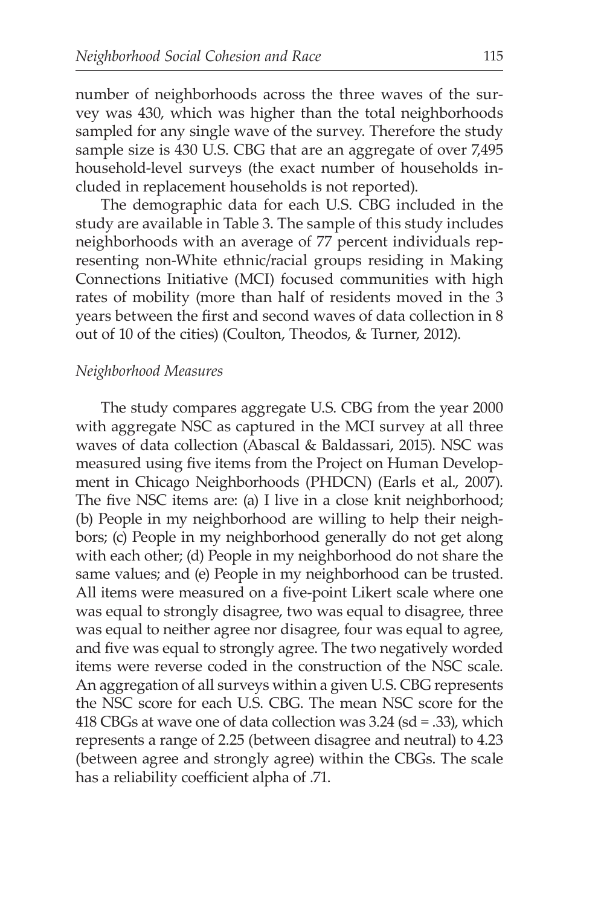number of neighborhoods across the three waves of the survey was 430, which was higher than the total neighborhoods sampled for any single wave of the survey. Therefore the study sample size is 430 U.S. CBG that are an aggregate of over 7,495 household-level surveys (the exact number of households included in replacement households is not reported).

The demographic data for each U.S. CBG included in the study are available in Table 3. The sample of this study includes neighborhoods with an average of 77 percent individuals representing non-White ethnic/racial groups residing in Making Connections Initiative (MCI) focused communities with high rates of mobility (more than half of residents moved in the 3 years between the first and second waves of data collection in 8 out of 10 of the cities) (Coulton, Theodos, & Turner, 2012).

*Neighborhood Measures*

The study compares aggregate U.S. CBG from the year 2000 with aggregate NSC as captured in the MCI survey at all three waves of data collection (Abascal & Baldassari, 2015). NSC was measured using five items from the Project on Human Development in Chicago Neighborhoods (PHDCN) (Earls et al., 2007). The five NSC items are: (a) I live in a close knit neighborhood; (b) People in my neighborhood are willing to help their neighbors; (c) People in my neighborhood generally do not get along with each other; (d) People in my neighborhood do not share the same values; and (e) People in my neighborhood can be trusted. All items were measured on a five-point Likert scale where one was equal to strongly disagree, two was equal to disagree, three was equal to neither agree nor disagree, four was equal to agree, and five was equal to strongly agree. The two negatively worded items were reverse coded in the construction of the NSC scale. An aggregation of all surveys within a given U.S. CBG represents the NSC score for each U.S. CBG. The mean NSC score for the 418 CBGs at wave one of data collection was 3.24 (sd = .33), which represents a range of 2.25 (between disagree and neutral) to 4.23 (between agree and strongly agree) within the CBGs. The scale has a reliability coefficient alpha of .71.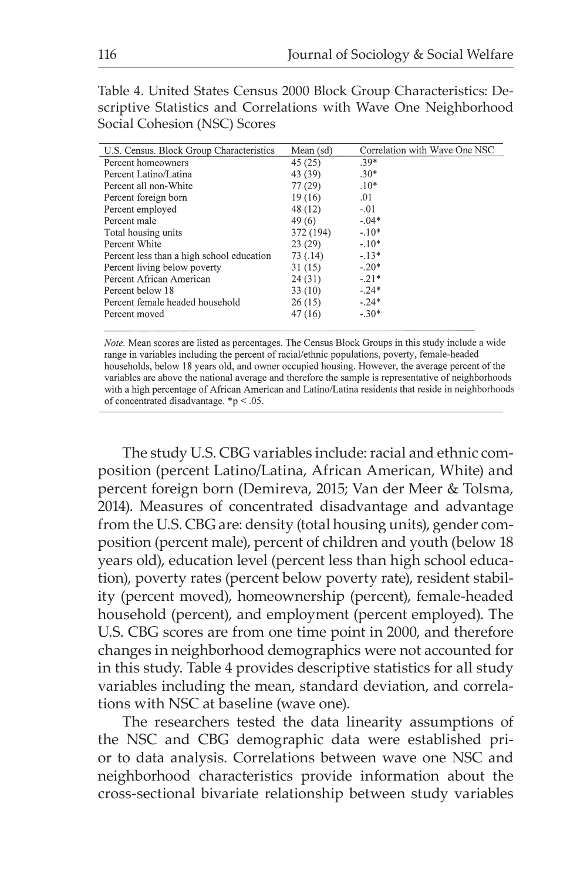Table 4. United States Census 2000 Block Group Characteristics: Descriptive Statistics and Correlations with Wave One Neighborhood Social Cohesion (NSC) Scores

| U.S. Census. Block Group Characteristics | Mean (sd) | Correlation with Wave One NSC |
|---|---|---|
| Percent homeowners | 45 (25) | .39* |
| Percent Latino/Latina | 43 (39) | .30* |
| Percent all non-White | 77 (29) | .10* |
| Percent foreign born | 19 (16) | .01 |
| Percent employed | 48 (12) | -.01 |
| Percent male | 49 (6) | -.04* |
| Total housing units | 372 (194) | -.10* |
| Percent White | 23 (29) | -.10* |
| Percent less than a high school education | 73 (.14) | -.13* |
| Percent living below poverty | 31 (15) | -.20* |
| Percent African American | 24 (31) | -.21* |
| Percent below 18 | 33 (10) | -.24* |
| Percent female headed household | 26 (15) | -.24* |
| Percent moved | 47 (16) | -.30* |

*Note.* Mean scores are listed as percentages. The Census Block Groups in this study include a wide range in variables including the percent of racial/ethnic populations, poverty, female-headed households, below 18 years old, and owner occupied housing. However, the average percent of the variables are above the national average and therefore the sample is representative of neighborhoods with a high percentage of African American and Latino/Latina residents that reside in neighborhoods of concentrated disadvantage. *$p < .05$.

The study U.S. CBG variables include: racial and ethnic composition (percent Latino/Latina, African American, White) and percent foreign born (Demireva, 2015; Van der Meer & Tolsma, 2014). Measures of concentrated disadvantage and advantage from the U.S. CBG are: density (total housing units), gender composition (percent male), percent of children and youth (below 18 years old), education level (percent less than high school education), poverty rates (percent below poverty rate), resident stability (percent moved), homeownership (percent), female-headed household (percent), and employment (percent employed). The U.S. CBG scores are from one time point in 2000, and therefore changes in neighborhood demographics were not accounted for in this study. Table 4 provides descriptive statistics for all study variables including the mean, standard deviation, and correlations with NSC at baseline (wave one).

The researchers tested the data linearity assumptions of the NSC and CBG demographic data were established prior to data analysis. Correlations between wave one NSC and neighborhood characteristics provide information about the cross-sectional bivariate relationship between study variables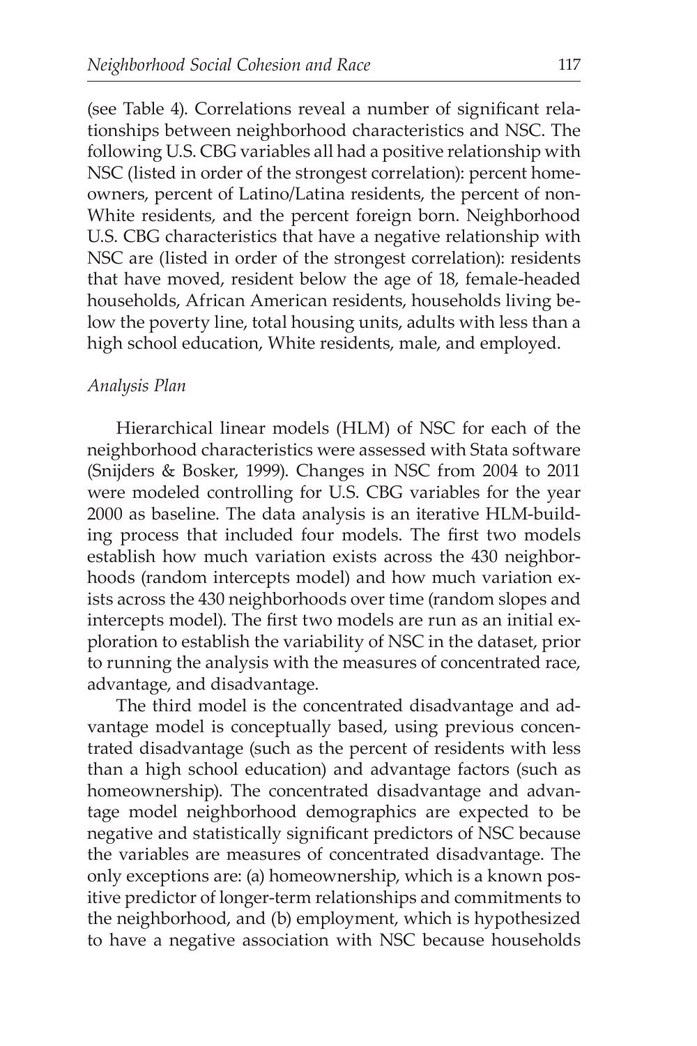(see Table 4). Correlations reveal a number of significant relationships between neighborhood characteristics and NSC. The following U.S. CBG variables all had a positive relationship with NSC (listed in order of the strongest correlation): percent homeowners, percent of Latino/Latina residents, the percent of non-White residents, and the percent foreign born. Neighborhood U.S. CBG characteristics that have a negative relationship with NSC are (listed in order of the strongest correlation): residents that have moved, resident below the age of 18, female-headed households, African American residents, households living below the poverty line, total housing units, adults with less than a high school education, White residents, male, and employed.

*Analysis Plan*

Hierarchical linear models (HLM) of NSC for each of the neighborhood characteristics were assessed with Stata software (Snijders & Bosker, 1999). Changes in NSC from 2004 to 2011 were modeled controlling for U.S. CBG variables for the year 2000 as baseline. The data analysis is an iterative HLM-building process that included four models. The first two models establish how much variation exists across the 430 neighborhoods (random intercepts model) and how much variation exists across the 430 neighborhoods over time (random slopes and intercepts model). The first two models are run as an initial exploration to establish the variability of NSC in the dataset, prior to running the analysis with the measures of concentrated race, advantage, and disadvantage.

The third model is the concentrated disadvantage and advantage model is conceptually based, using previous concentrated disadvantage (such as the percent of residents with less than a high school education) and advantage factors (such as homeownership). The concentrated disadvantage and advantage model neighborhood demographics are expected to be negative and statistically significant predictors of NSC because the variables are measures of concentrated disadvantage. The only exceptions are: (a) homeownership, which is a known positive predictor of longer-term relationships and commitments to the neighborhood, and (b) employment, which is hypothesized to have a negative association with NSC because households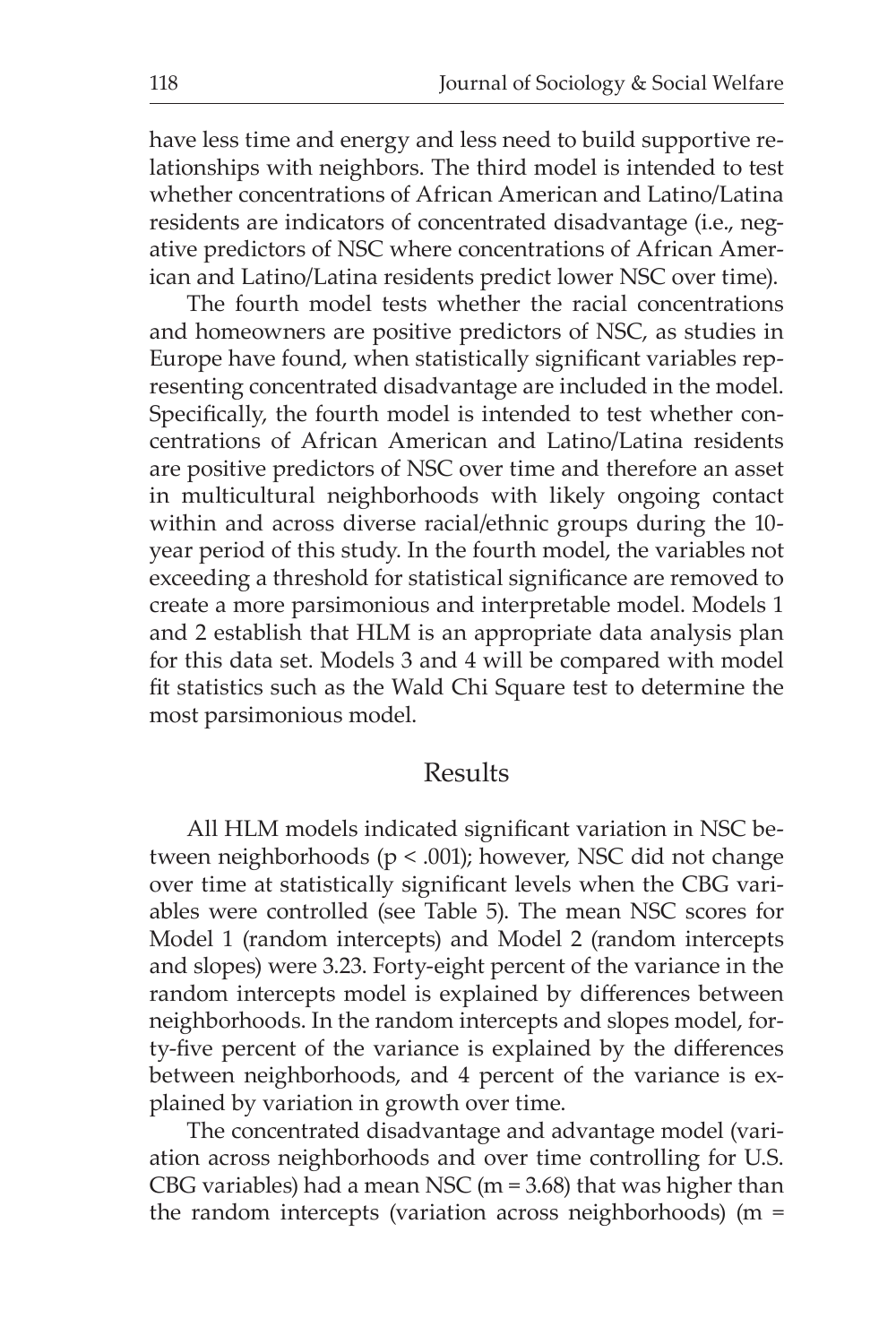have less time and energy and less need to build supportive relationships with neighbors. The third model is intended to test whether concentrations of African American and Latino/Latina residents are indicators of concentrated disadvantage (i.e., negative predictors of NSC where concentrations of African American and Latino/Latina residents predict lower NSC over time).

The fourth model tests whether the racial concentrations and homeowners are positive predictors of NSC, as studies in Europe have found, when statistically significant variables representing concentrated disadvantage are included in the model. Specifically, the fourth model is intended to test whether concentrations of African American and Latino/Latina residents are positive predictors of NSC over time and therefore an asset in multicultural neighborhoods with likely ongoing contact within and across diverse racial/ethnic groups during the 10-year period of this study. In the fourth model, the variables not exceeding a threshold for statistical significance are removed to create a more parsimonious and interpretable model. Models 1 and 2 establish that HLM is an appropriate data analysis plan for this data set. Models 3 and 4 will be compared with model fit statistics such as the Wald Chi Square test to determine the most parsimonious model.

## Results

All HLM models indicated significant variation in NSC between neighborhoods ($p < .001$); however, NSC did not change over time at statistically significant levels when the CBG variables were controlled (see Table 5). The mean NSC scores for Model 1 (random intercepts) and Model 2 (random intercepts and slopes) were 3.23. Forty-eight percent of the variance in the random intercepts model is explained by differences between neighborhoods. In the random intercepts and slopes model, forty-five percent of the variance is explained by the differences between neighborhoods, and 4 percent of the variance is explained by variation in growth over time.

The concentrated disadvantage and advantage model (variation across neighborhoods and over time controlling for U.S. CBG variables) had a mean NSC ($m = 3.68$) that was higher than the random intercepts (variation across neighborhoods) (m =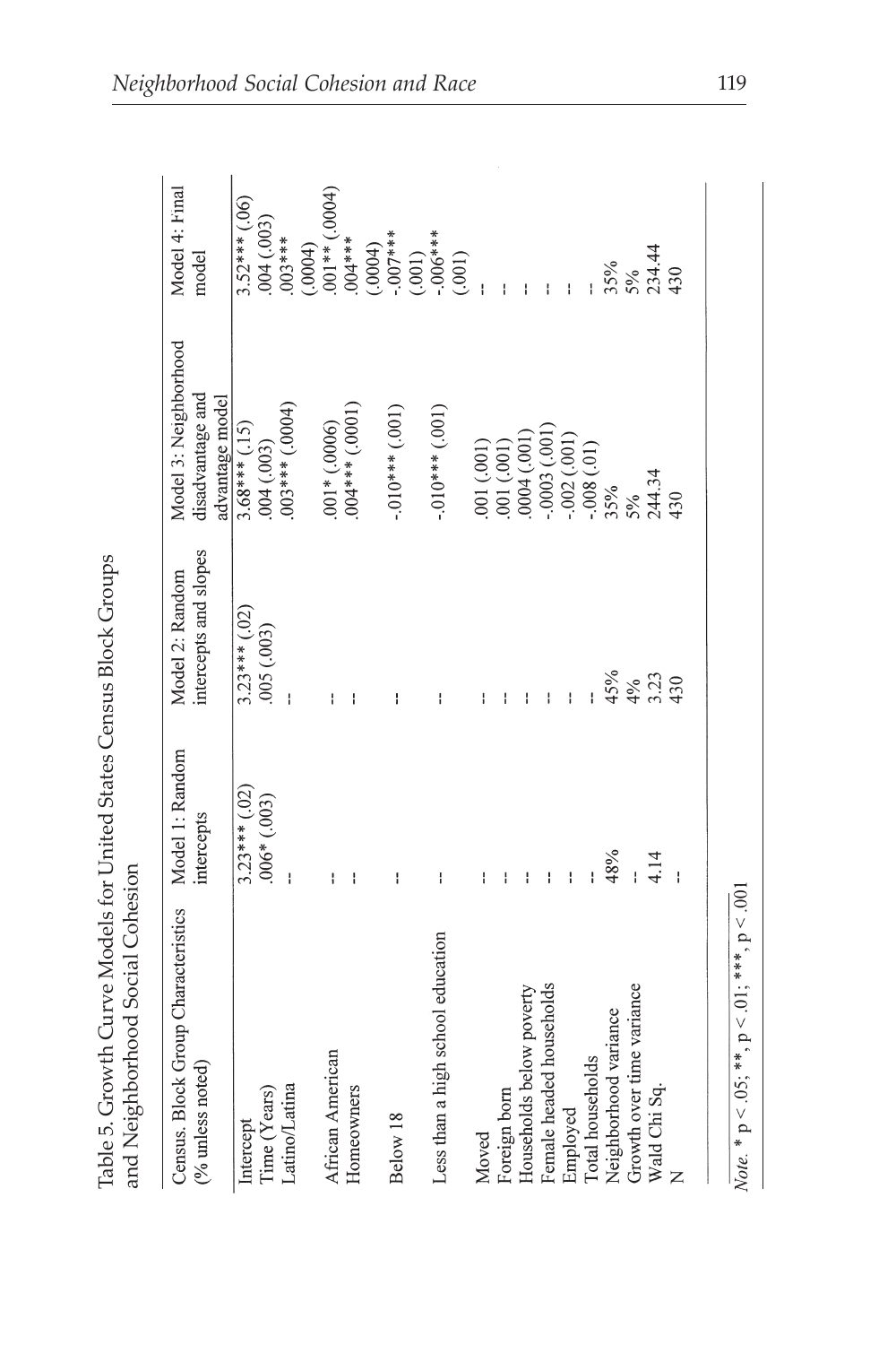Table 5. Growth Curve Models for United States Census Block Groups and Neighborhood Social Cohesion

| Census. Block Group Characteristics (% unless noted) | Model 1: Random intercepts | Model 2: Random intercepts and slopes | Model 3: Neighborhood disadvantage and advantage model | Model 4: Final model |
|---|---|---|---|---|
| Intercept | 3.23*** (.02) | 3.23*** (.02) | 3.68*** (.15) | 3.52*** (.06) |
| Time (Years) | .006* (.003) | .005 (.003) | .004 (.003) | .004 (.003) |
| Latino/Latina | -- | -- | .003*** (.0004) | .003*** (.0004) |
| African American | -- | -- | .001* (.0006) | .001** (.0004) |
| Homeowners | -- | -- | .004*** (.0001) | .004*** (.0004) |
| Below 18 | -- | -- | -.010*** (.001) | -.007*** (.001) |
| Less than a high school education | -- | -- | -.010*** (.001) | -.006*** (.001) |
| Moved | -- | -- | .001 (.001) | -- |
| Foreign born | -- | -- | .001 (.001) | -- |
| Households below poverty | -- | -- | .0004 (.001) | -- |
| Female headed households | -- | -- | -.0003 (.001) | -- |
| Employed | -- | -- | -.002 (.001) | -- |
| Total households | -- | -- | -.008 (.01) | -- |
| Neighborhood variance | 48% | 45% | 35% | 35% |
| Growth over time variance | -- | 4% | 5% | 5% |
| Wald Chi Sq. | 4.14 | 3.23 | 244.34 | 234.44 |
| N | -- | 430 | 430 | 430 |

*Note.* * p < .05; **, p < .01; ***, p < .001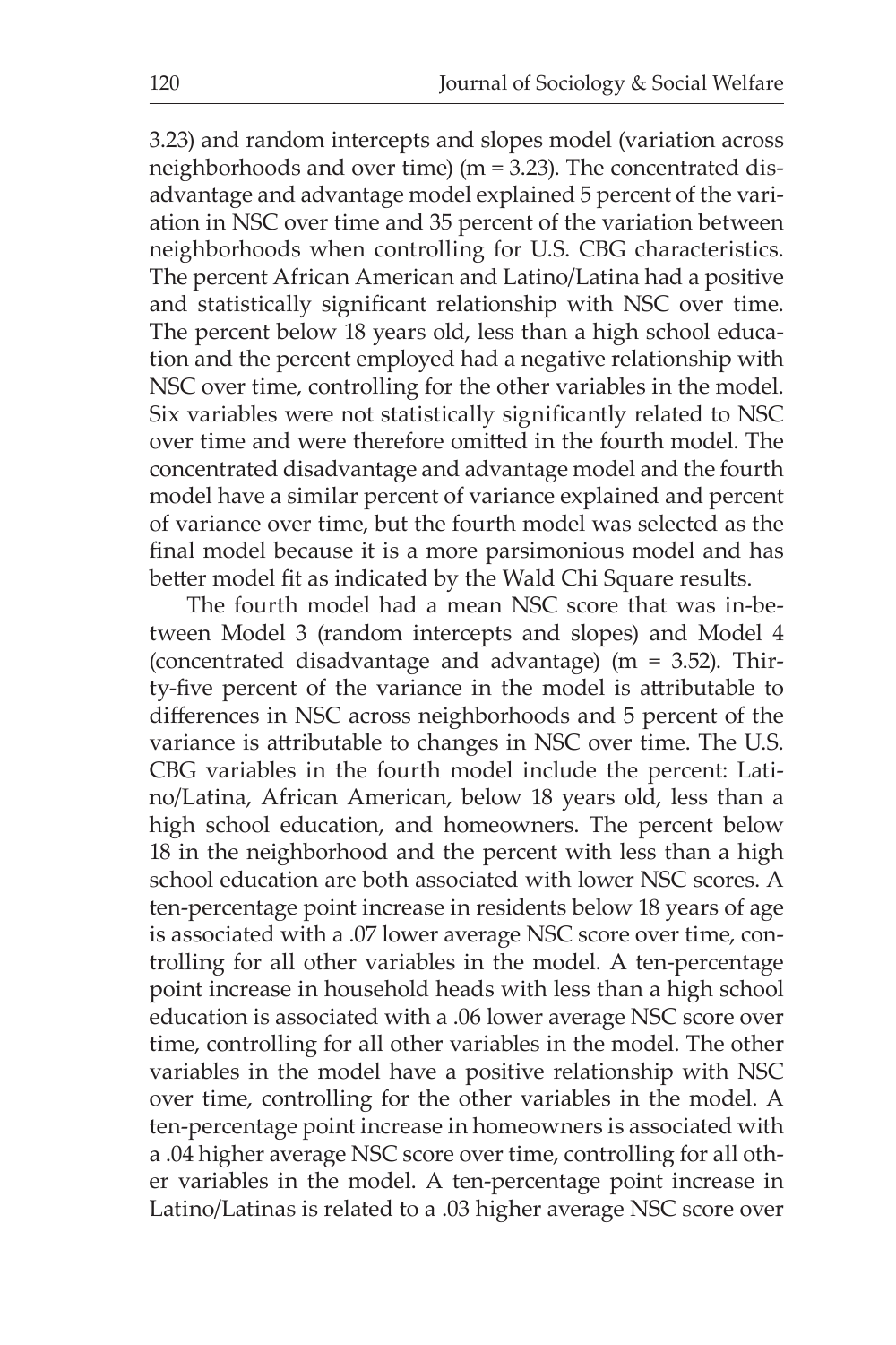3.23) and random intercepts and slopes model (variation across neighborhoods and over time) (m = 3.23). The concentrated disadvantage and advantage model explained 5 percent of the variation in NSC over time and 35 percent of the variation between neighborhoods when controlling for U.S. CBG characteristics. The percent African American and Latino/Latina had a positive and statistically significant relationship with NSC over time. The percent below 18 years old, less than a high school education and the percent employed had a negative relationship with NSC over time, controlling for the other variables in the model. Six variables were not statistically significantly related to NSC over time and were therefore omitted in the fourth model. The concentrated disadvantage and advantage model and the fourth model have a similar percent of variance explained and percent of variance over time, but the fourth model was selected as the final model because it is a more parsimonious model and has better model fit as indicated by the Wald Chi Square results.

The fourth model had a mean NSC score that was in-between Model 3 (random intercepts and slopes) and Model 4 (concentrated disadvantage and advantage) (m = 3.52). Thirty-five percent of the variance in the model is attributable to differences in NSC across neighborhoods and 5 percent of the variance is attributable to changes in NSC over time. The U.S. CBG variables in the fourth model include the percent: Latino/Latina, African American, below 18 years old, less than a high school education, and homeowners. The percent below 18 in the neighborhood and the percent with less than a high school education are both associated with lower NSC scores. A ten-percentage point increase in residents below 18 years of age is associated with a .07 lower average NSC score over time, controlling for all other variables in the model. A ten-percentage point increase in household heads with less than a high school education is associated with a .06 lower average NSC score over time, controlling for all other variables in the model. The other variables in the model have a positive relationship with NSC over time, controlling for the other variables in the model. A ten-percentage point increase in homeowners is associated with a .04 higher average NSC score over time, controlling for all other variables in the model. A ten-percentage point increase in Latino/Latinas is related to a .03 higher average NSC score over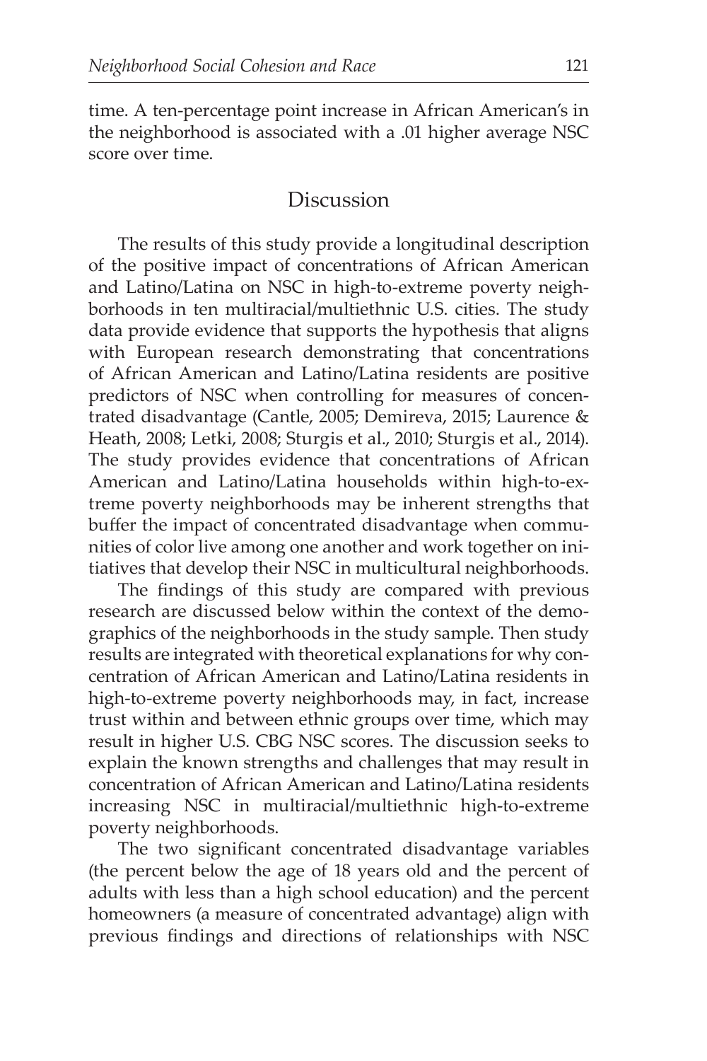time. A ten-percentage point increase in African American's in the neighborhood is associated with a .01 higher average NSC score over time.

## Discussion

The results of this study provide a longitudinal description of the positive impact of concentrations of African American and Latino/Latina on NSC in high-to-extreme poverty neighborhoods in ten multiracial/multiethnic U.S. cities. The study data provide evidence that supports the hypothesis that aligns with European research demonstrating that concentrations of African American and Latino/Latina residents are positive predictors of NSC when controlling for measures of concentrated disadvantage (Cantle, 2005; Demireva, 2015; Laurence & Heath, 2008; Letki, 2008; Sturgis et al., 2010; Sturgis et al., 2014). The study provides evidence that concentrations of African American and Latino/Latina households within high-to-extreme poverty neighborhoods may be inherent strengths that buffer the impact of concentrated disadvantage when communities of color live among one another and work together on initiatives that develop their NSC in multicultural neighborhoods.

The findings of this study are compared with previous research are discussed below within the context of the demographics of the neighborhoods in the study sample. Then study results are integrated with theoretical explanations for why concentration of African American and Latino/Latina residents in high-to-extreme poverty neighborhoods may, in fact, increase trust within and between ethnic groups over time, which may result in higher U.S. CBG NSC scores. The discussion seeks to explain the known strengths and challenges that may result in concentration of African American and Latino/Latina residents increasing NSC in multiracial/multiethnic high-to-extreme poverty neighborhoods.

The two significant concentrated disadvantage variables (the percent below the age of 18 years old and the percent of adults with less than a high school education) and the percent homeowners (a measure of concentrated advantage) align with previous findings and directions of relationships with NSC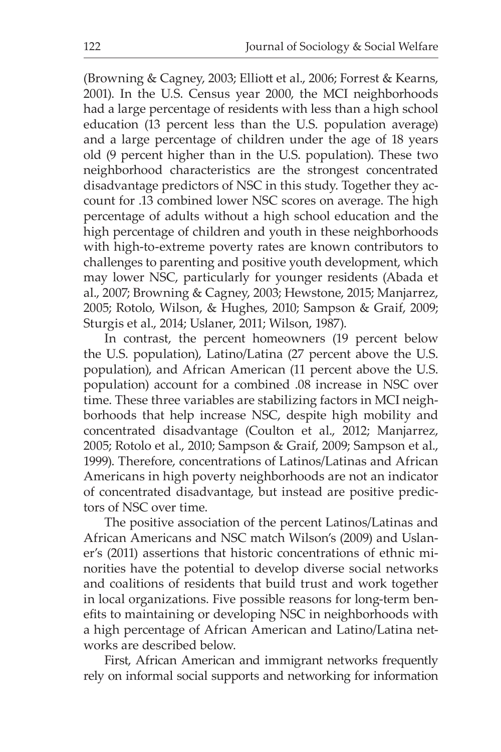(Browning & Cagney, 2003; Elliott et al., 2006; Forrest & Kearns, 2001). In the U.S. Census year 2000, the MCI neighborhoods had a large percentage of residents with less than a high school education (13 percent less than the U.S. population average) and a large percentage of children under the age of 18 years old (9 percent higher than in the U.S. population). These two neighborhood characteristics are the strongest concentrated disadvantage predictors of NSC in this study. Together they account for .13 combined lower NSC scores on average. The high percentage of adults without a high school education and the high percentage of children and youth in these neighborhoods with high-to-extreme poverty rates are known contributors to challenges to parenting and positive youth development, which may lower NSC, particularly for younger residents (Abada et al., 2007; Browning & Cagney, 2003; Hewstone, 2015; Manjarrez, 2005; Rotolo, Wilson, & Hughes, 2010; Sampson & Graif, 2009; Sturgis et al., 2014; Uslaner, 2011; Wilson, 1987).

In contrast, the percent homeowners (19 percent below the U.S. population), Latino/Latina (27 percent above the U.S. population), and African American (11 percent above the U.S. population) account for a combined .08 increase in NSC over time. These three variables are stabilizing factors in MCI neighborhoods that help increase NSC, despite high mobility and concentrated disadvantage (Coulton et al., 2012; Manjarrez, 2005; Rotolo et al., 2010; Sampson & Graif, 2009; Sampson et al., 1999). Therefore, concentrations of Latinos/Latinas and African Americans in high poverty neighborhoods are not an indicator of concentrated disadvantage, but instead are positive predictors of NSC over time.

The positive association of the percent Latinos/Latinas and African Americans and NSC match Wilson's (2009) and Uslaner's (2011) assertions that historic concentrations of ethnic minorities have the potential to develop diverse social networks and coalitions of residents that build trust and work together in local organizations. Five possible reasons for long-term benefits to maintaining or developing NSC in neighborhoods with a high percentage of African American and Latino/Latina networks are described below.

First, African American and immigrant networks frequently rely on informal social supports and networking for information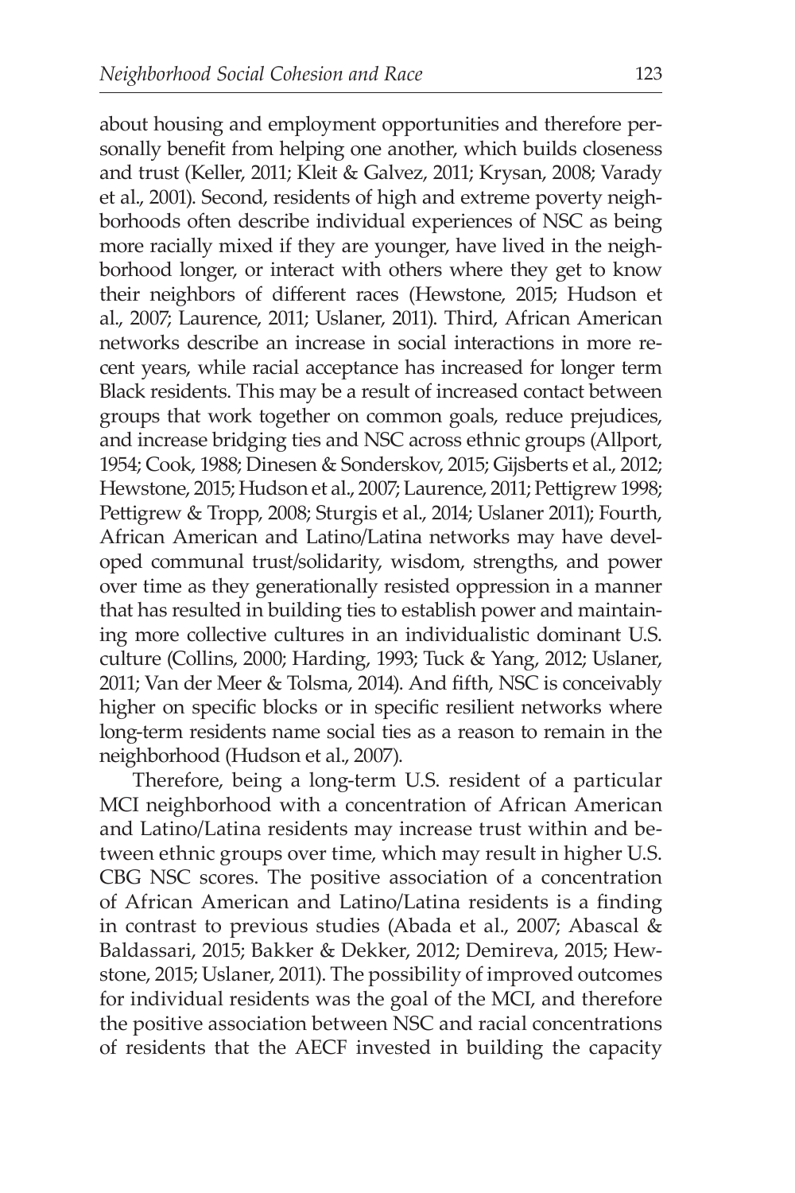about housing and employment opportunities and therefore personally benefit from helping one another, which builds closeness and trust (Keller, 2011; Kleit & Galvez, 2011; Krysan, 2008; Varady et al., 2001). Second, residents of high and extreme poverty neighborhoods often describe individual experiences of NSC as being more racially mixed if they are younger, have lived in the neighborhood longer, or interact with others where they get to know their neighbors of different races (Hewstone, 2015; Hudson et al., 2007; Laurence, 2011; Uslaner, 2011). Third, African American networks describe an increase in social interactions in more recent years, while racial acceptance has increased for longer term Black residents. This may be a result of increased contact between groups that work together on common goals, reduce prejudices, and increase bridging ties and NSC across ethnic groups (Allport, 1954; Cook, 1988; Dinesen & Sonderskov, 2015; Gijsberts et al., 2012; Hewstone, 2015; Hudson et al., 2007; Laurence, 2011; Pettigrew 1998; Pettigrew & Tropp, 2008; Sturgis et al., 2014; Uslaner 2011); Fourth, African American and Latino/Latina networks may have developed communal trust/solidarity, wisdom, strengths, and power over time as they generationally resisted oppression in a manner that has resulted in building ties to establish power and maintaining more collective cultures in an individualistic dominant U.S. culture (Collins, 2000; Harding, 1993; Tuck & Yang, 2012; Uslaner, 2011; Van der Meer & Tolsma, 2014). And fifth, NSC is conceivably higher on specific blocks or in specific resilient networks where long-term residents name social ties as a reason to remain in the neighborhood (Hudson et al., 2007).

Therefore, being a long-term U.S. resident of a particular MCI neighborhood with a concentration of African American and Latino/Latina residents may increase trust within and between ethnic groups over time, which may result in higher U.S. CBG NSC scores. The positive association of a concentration of African American and Latino/Latina residents is a finding in contrast to previous studies (Abada et al., 2007; Abascal & Baldassari, 2015; Bakker & Dekker, 2012; Demireva, 2015; Hewstone, 2015; Uslaner, 2011). The possibility of improved outcomes for individual residents was the goal of the MCI, and therefore the positive association between NSC and racial concentrations of residents that the AECF invested in building the capacity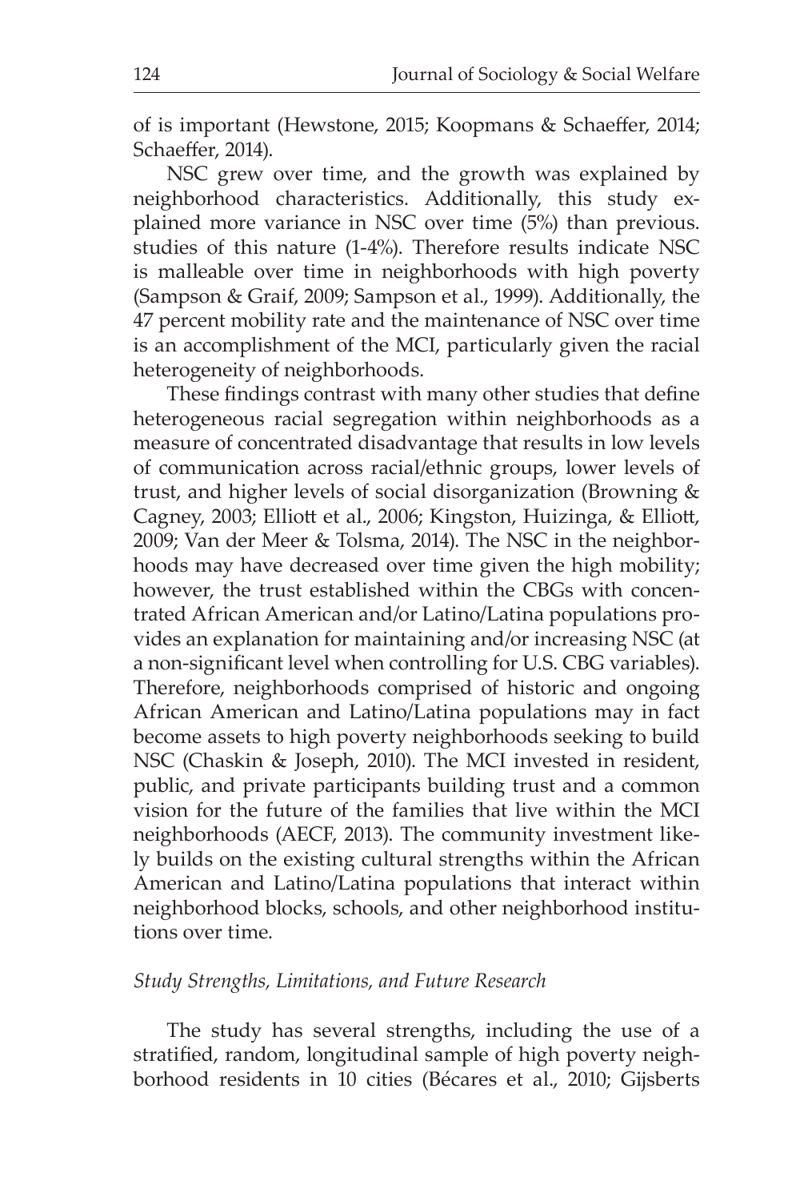of is important (Hewstone, 2015; Koopmans & Schaeffer, 2014; Schaeffer, 2014).

NSC grew over time, and the growth was explained by neighborhood characteristics. Additionally, this study explained more variance in NSC over time (5%) than previous. studies of this nature (1-4%). Therefore results indicate NSC is malleable over time in neighborhoods with high poverty (Sampson & Graif, 2009; Sampson et al., 1999). Additionally, the 47 percent mobility rate and the maintenance of NSC over time is an accomplishment of the MCI, particularly given the racial heterogeneity of neighborhoods.

These findings contrast with many other studies that define heterogeneous racial segregation within neighborhoods as a measure of concentrated disadvantage that results in low levels of communication across racial/ethnic groups, lower levels of trust, and higher levels of social disorganization (Browning & Cagney, 2003; Elliott et al., 2006; Kingston, Huizinga, & Elliott, 2009; Van der Meer & Tolsma, 2014). The NSC in the neighborhoods may have decreased over time given the high mobility; however, the trust established within the CBGs with concentrated African American and/or Latino/Latina populations provides an explanation for maintaining and/or increasing NSC (at a non-significant level when controlling for U.S. CBG variables). Therefore, neighborhoods comprised of historic and ongoing African American and Latino/Latina populations may in fact become assets to high poverty neighborhoods seeking to build NSC (Chaskin & Joseph, 2010). The MCI invested in resident, public, and private participants building trust and a common vision for the future of the families that live within the MCI neighborhoods (AECF, 2013). The community investment likely builds on the existing cultural strengths within the African American and Latino/Latina populations that interact within neighborhood blocks, schools, and other neighborhood institutions over time.

### *Study Strengths, Limitations, and Future Research*

The study has several strengths, including the use of a stratified, random, longitudinal sample of high poverty neighborhood residents in 10 cities (Bécares et al., 2010; Gijsberts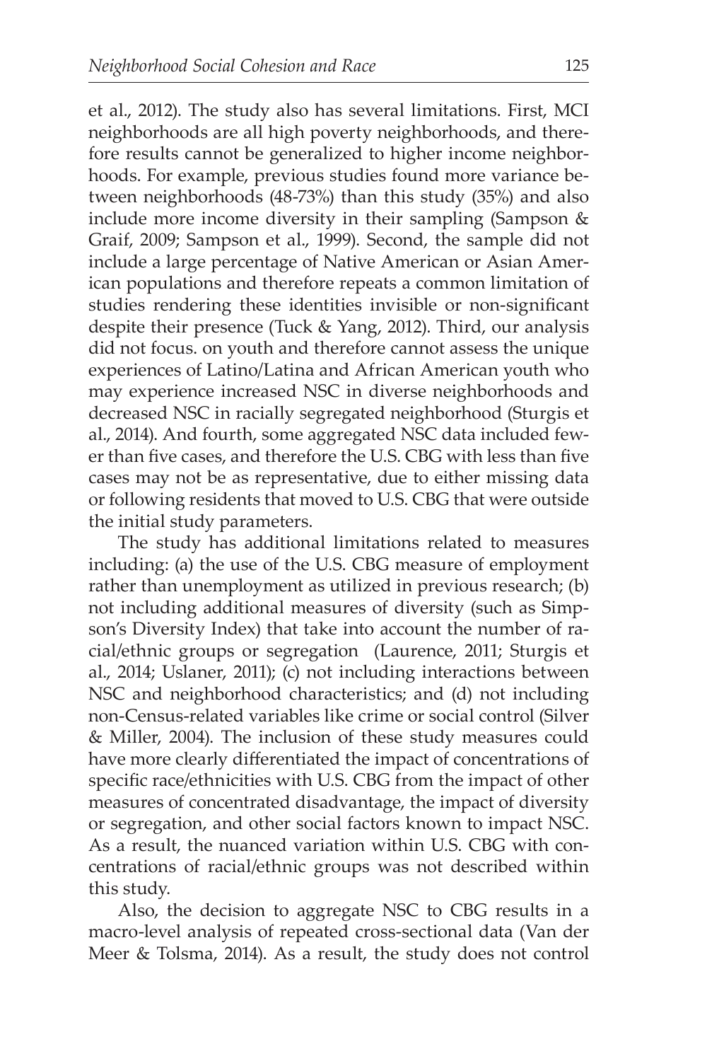et al., 2012). The study also has several limitations. First, MCI neighborhoods are all high poverty neighborhoods, and therefore results cannot be generalized to higher income neighborhoods. For example, previous studies found more variance between neighborhoods (48-73%) than this study (35%) and also include more income diversity in their sampling (Sampson & Graif, 2009; Sampson et al., 1999). Second, the sample did not include a large percentage of Native American or Asian American populations and therefore repeats a common limitation of studies rendering these identities invisible or non-significant despite their presence (Tuck & Yang, 2012). Third, our analysis did not focus. on youth and therefore cannot assess the unique experiences of Latino/Latina and African American youth who may experience increased NSC in diverse neighborhoods and decreased NSC in racially segregated neighborhood (Sturgis et al., 2014). And fourth, some aggregated NSC data included fewer than five cases, and therefore the U.S. CBG with less than five cases may not be as representative, due to either missing data or following residents that moved to U.S. CBG that were outside the initial study parameters.

The study has additional limitations related to measures including: (a) the use of the U.S. CBG measure of employment rather than unemployment as utilized in previous research; (b) not including additional measures of diversity (such as Simpson's Diversity Index) that take into account the number of racial/ethnic groups or segregation (Laurence, 2011; Sturgis et al., 2014; Uslaner, 2011); (c) not including interactions between NSC and neighborhood characteristics; and (d) not including non-Census-related variables like crime or social control (Silver & Miller, 2004). The inclusion of these study measures could have more clearly differentiated the impact of concentrations of specific race/ethnicities with U.S. CBG from the impact of other measures of concentrated disadvantage, the impact of diversity or segregation, and other social factors known to impact NSC. As a result, the nuanced variation within U.S. CBG with concentrations of racial/ethnic groups was not described within this study.

Also, the decision to aggregate NSC to CBG results in a macro-level analysis of repeated cross-sectional data (Van der Meer & Tolsma, 2014). As a result, the study does not control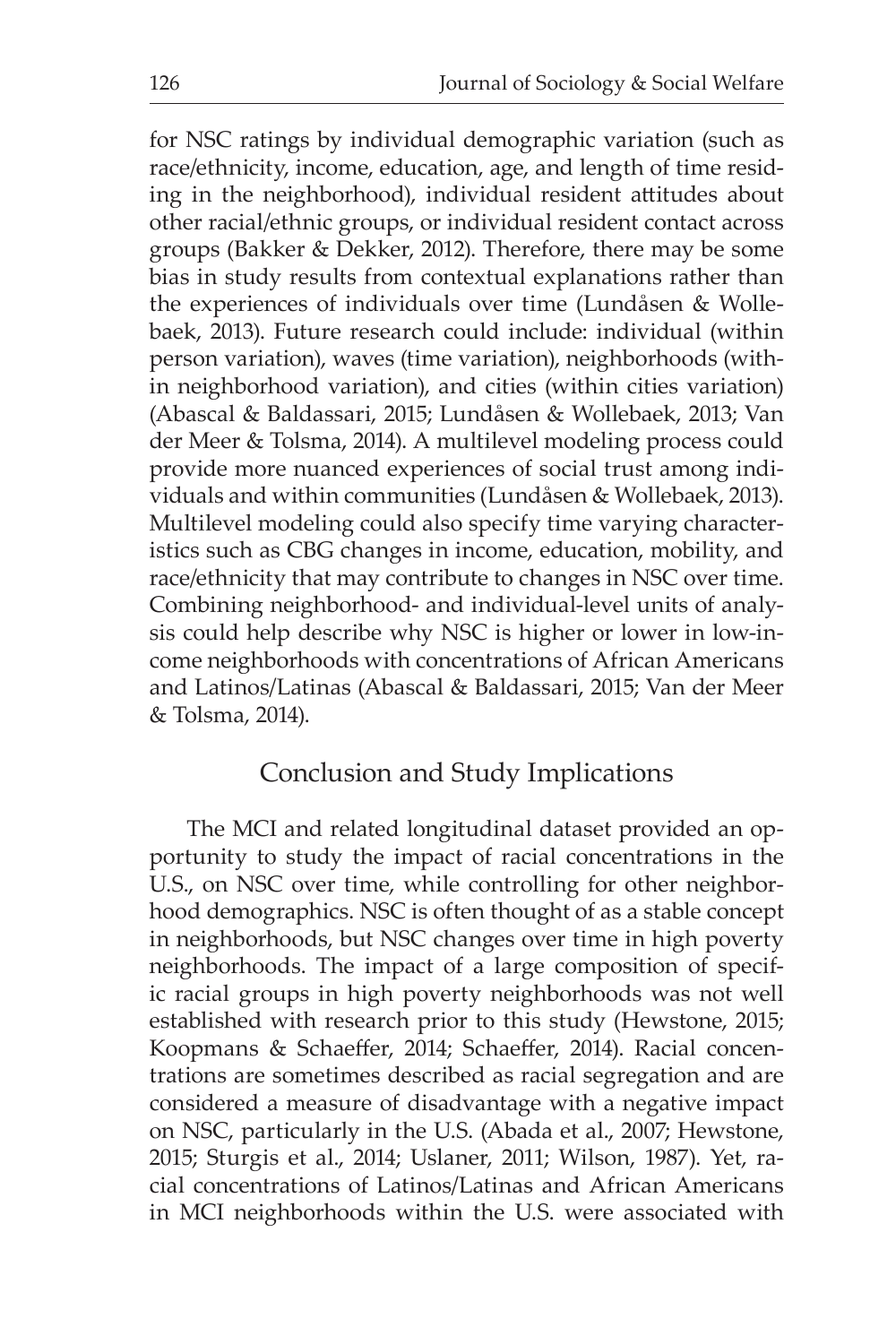for NSC ratings by individual demographic variation (such as race/ethnicity, income, education, age, and length of time residing in the neighborhood), individual resident attitudes about other racial/ethnic groups, or individual resident contact across groups (Bakker & Dekker, 2012). Therefore, there may be some bias in study results from contextual explanations rather than the experiences of individuals over time (Lundåsen & Wollebaek, 2013). Future research could include: individual (within person variation), waves (time variation), neighborhoods (within neighborhood variation), and cities (within cities variation) (Abascal & Baldassari, 2015; Lundåsen & Wollebaek, 2013; Van der Meer & Tolsma, 2014). A multilevel modeling process could provide more nuanced experiences of social trust among individuals and within communities (Lundåsen & Wollebaek, 2013). Multilevel modeling could also specify time varying characteristics such as CBG changes in income, education, mobility, and race/ethnicity that may contribute to changes in NSC over time. Combining neighborhood- and individual-level units of analysis could help describe why NSC is higher or lower in low-income neighborhoods with concentrations of African Americans and Latinos/Latinas (Abascal & Baldassari, 2015; Van der Meer & Tolsma, 2014).

## Conclusion and Study Implications

The MCI and related longitudinal dataset provided an opportunity to study the impact of racial concentrations in the U.S., on NSC over time, while controlling for other neighborhood demographics. NSC is often thought of as a stable concept in neighborhoods, but NSC changes over time in high poverty neighborhoods. The impact of a large composition of specific racial groups in high poverty neighborhoods was not well established with research prior to this study (Hewstone, 2015; Koopmans & Schaeffer, 2014; Schaeffer, 2014). Racial concentrations are sometimes described as racial segregation and are considered a measure of disadvantage with a negative impact on NSC, particularly in the U.S. (Abada et al., 2007; Hewstone, 2015; Sturgis et al., 2014; Uslaner, 2011; Wilson, 1987). Yet, racial concentrations of Latinos/Latinas and African Americans in MCI neighborhoods within the U.S. were associated with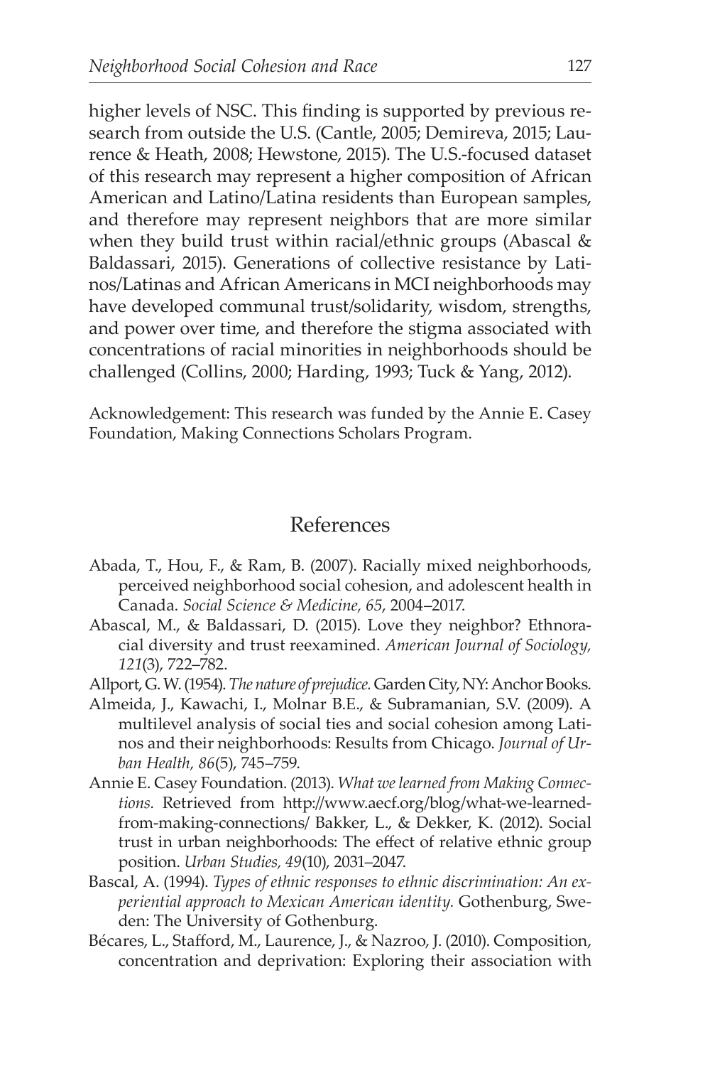higher levels of NSC. This finding is supported by previous research from outside the U.S. (Cantle, 2005; Demireva, 2015; Laurence & Heath, 2008; Hewstone, 2015). The U.S.-focused dataset of this research may represent a higher composition of African American and Latino/Latina residents than European samples, and therefore may represent neighbors that are more similar when they build trust within racial/ethnic groups (Abascal & Baldassari, 2015). Generations of collective resistance by Latinos/Latinas and African Americans in MCI neighborhoods may have developed communal trust/solidarity, wisdom, strengths, and power over time, and therefore the stigma associated with concentrations of racial minorities in neighborhoods should be challenged (Collins, 2000; Harding, 1993; Tuck & Yang, 2012).

Acknowledgement: This research was funded by the Annie E. Casey Foundation, Making Connections Scholars Program.

## References

Abada, T., Hou, F., & Ram, B. (2007). Racially mixed neighborhoods, perceived neighborhood social cohesion, and adolescent health in Canada. *Social Science & Medicine, 65*, 2004–2017.

Abascal, M., & Baldassari, D. (2015). Love they neighbor? Ethnoracial diversity and trust reexamined. *American Journal of Sociology, 121*(3), 722–782.

Allport, G. W. (1954). *The nature of prejudice.* Garden City, NY: Anchor Books.

Almeida, J., Kawachi, I., Molnar B.E., & Subramanian, S.V. (2009). A multilevel analysis of social ties and social cohesion among Latinos and their neighborhoods: Results from Chicago. *Journal of Urban Health, 86*(5), 745–759.

Annie E. Casey Foundation. (2013). *What we learned from Making Connections.* Retrieved from http://www.aecf.org/blog/what-we-learned-from-making-connections/ Bakker, L., & Dekker, K. (2012). Social trust in urban neighborhoods: The effect of relative ethnic group position. *Urban Studies, 49*(10), 2031–2047.

Bascal, A. (1994). *Types of ethnic responses to ethnic discrimination: An experiential approach to Mexican American identity.* Gothenburg, Sweden: The University of Gothenburg.

Bécares, L., Stafford, M., Laurence, J., & Nazroo, J. (2010). Composition, concentration and deprivation: Exploring their association with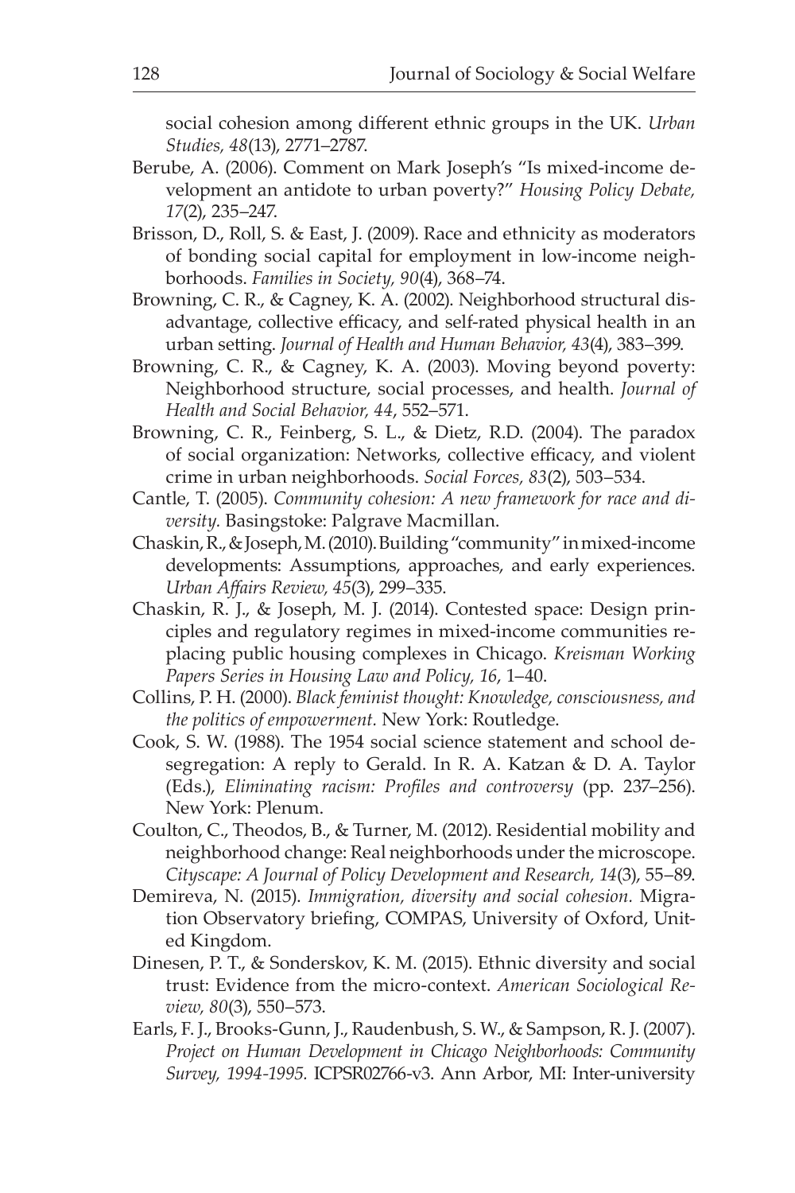social cohesion among different ethnic groups in the UK. *Urban Studies, 48*(13), 2771–2787.

Berube, A. (2006). Comment on Mark Joseph's "Is mixed-income development an antidote to urban poverty?" *Housing Policy Debate, 17*(2), 235–247.

Brisson, D., Roll, S. & East, J. (2009). Race and ethnicity as moderators of bonding social capital for employment in low-income neighborhoods. *Families in Society, 90*(4), 368–74.

Browning, C. R., & Cagney, K. A. (2002). Neighborhood structural disadvantage, collective efficacy, and self-rated physical health in an urban setting. *Journal of Health and Human Behavior, 43*(4), 383–399.

Browning, C. R., & Cagney, K. A. (2003). Moving beyond poverty: Neighborhood structure, social processes, and health. *Journal of Health and Social Behavior, 44*, 552–571.

Browning, C. R., Feinberg, S. L., & Dietz, R.D. (2004). The paradox of social organization: Networks, collective efficacy, and violent crime in urban neighborhoods. *Social Forces, 83*(2), 503–534.

Cantle, T. (2005). *Community cohesion: A new framework for race and diversity.* Basingstoke: Palgrave Macmillan.

Chaskin, R., & Joseph, M. (2010). Building "community" in mixed-income developments: Assumptions, approaches, and early experiences. *Urban Affairs Review, 45*(3), 299–335.

Chaskin, R. J., & Joseph, M. J. (2014). Contested space: Design principles and regulatory regimes in mixed-income communities replacing public housing complexes in Chicago. *Kreisman Working Papers Series in Housing Law and Policy, 16*, 1–40.

Collins, P. H. (2000). *Black feminist thought: Knowledge, consciousness, and the politics of empowerment.* New York: Routledge.

Cook, S. W. (1988). The 1954 social science statement and school desegregation: A reply to Gerald. In R. A. Katzan & D. A. Taylor (Eds.), *Eliminating racism: Profiles and controversy* (pp. 237–256). New York: Plenum.

Coulton, C., Theodos, B., & Turner, M. (2012). Residential mobility and neighborhood change: Real neighborhoods under the microscope. *Cityscape: A Journal of Policy Development and Research, 14*(3), 55–89.

Demireva, N. (2015). *Immigration, diversity and social cohesion.* Migration Observatory briefing, COMPAS, University of Oxford, United Kingdom.

Dinesen, P. T., & Sonderskov, K. M. (2015). Ethnic diversity and social trust: Evidence from the micro-context. *American Sociological Review, 80*(3), 550–573.

Earls, F. J., Brooks-Gunn, J., Raudenbush, S. W., & Sampson, R. J. (2007). *Project on Human Development in Chicago Neighborhoods: Community Survey, 1994-1995.* ICPSR02766-v3. Ann Arbor, MI: Inter-university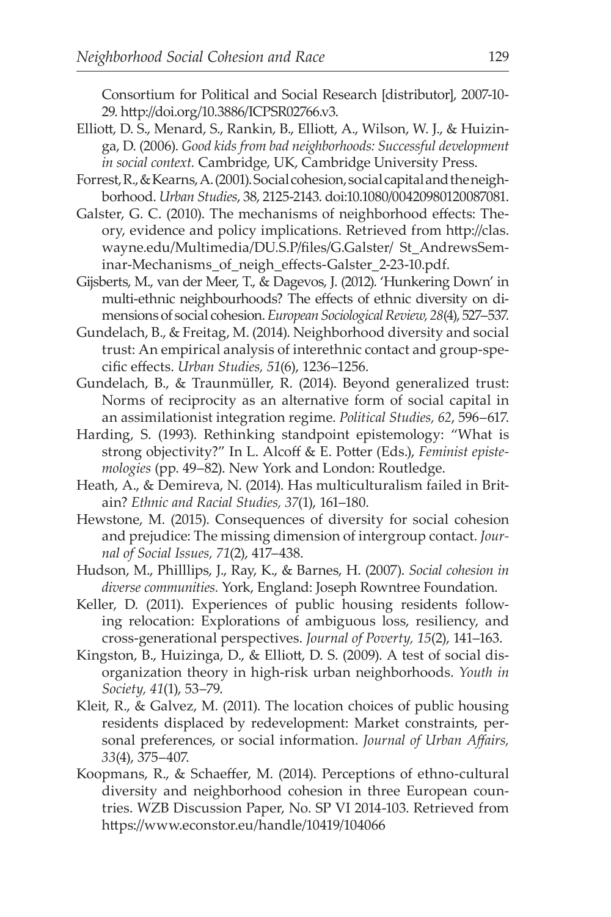Consortium for Political and Social Research [distributor], 2007-10-29. http://doi.org/10.3886/ICPSR02766.v3.

Elliott, D. S., Menard, S., Rankin, B., Elliott, A., Wilson, W. J., & Huizinga, D. (2006). *Good kids from bad neighborhoods: Successful development in social context.* Cambridge, UK, Cambridge University Press.

Forrest, R., & Kearns, A. (2001). Social cohesion, social capital and the neighborhood. *Urban Studies*, 38, 2125-2143. doi:10.1080/00420980120087081.

Galster, G. C. (2010). The mechanisms of neighborhood effects: Theory, evidence and policy implications. Retrieved from http://clas.wayne.edu/Multimedia/DU.S.P/files/G.Galster/ St_AndrewsSeminar-Mechanisms_of_neigh_effects-Galster_2-23-10.pdf.

Gijsberts, M., van der Meer, T., & Dagevos, J. (2012). 'Hunkering Down' in multi-ethnic neighbourhoods? The effects of ethnic diversity on dimensions of social cohesion. *European Sociological Review, 28*(4), 527–537.

Gundelach, B., & Freitag, M. (2014). Neighborhood diversity and social trust: An empirical analysis of interethnic contact and group-specific effects. *Urban Studies, 51*(6), 1236–1256.

Gundelach, B., & Traunmüller, R. (2014). Beyond generalized trust: Norms of reciprocity as an alternative form of social capital in an assimilationist integration regime. *Political Studies, 62*, 596–617.

Harding, S. (1993). Rethinking standpoint epistemology: "What is strong objectivity?" In L. Alcoff & E. Potter (Eds.), *Feminist epistemologies* (pp. 49–82). New York and London: Routledge.

Heath, A., & Demireva, N. (2014). Has multiculturalism failed in Britain? *Ethnic and Racial Studies, 37*(1), 161–180.

Hewstone, M. (2015). Consequences of diversity for social cohesion and prejudice: The missing dimension of intergroup contact. *Journal of Social Issues, 71*(2), 417–438.

Hudson, M., Philllips, J., Ray, K., & Barnes, H. (2007). *Social cohesion in diverse communities.* York, England: Joseph Rowntree Foundation.

Keller, D. (2011). Experiences of public housing residents following relocation: Explorations of ambiguous loss, resiliency, and cross-generational perspectives. *Journal of Poverty, 15*(2), 141–163.

Kingston, B., Huizinga, D., & Elliott, D. S. (2009). A test of social disorganization theory in high-risk urban neighborhoods. *Youth in Society, 41*(1), 53–79.

Kleit, R., & Galvez, M. (2011). The location choices of public housing residents displaced by redevelopment: Market constraints, personal preferences, or social information. *Journal of Urban Affairs, 33*(4), 375–407.

Koopmans, R., & Schaeffer, M. (2014). Perceptions of ethno-cultural diversity and neighborhood cohesion in three European countries. WZB Discussion Paper, No. SP VI 2014-103. Retrieved from https://www.econstor.eu/handle/10419/104066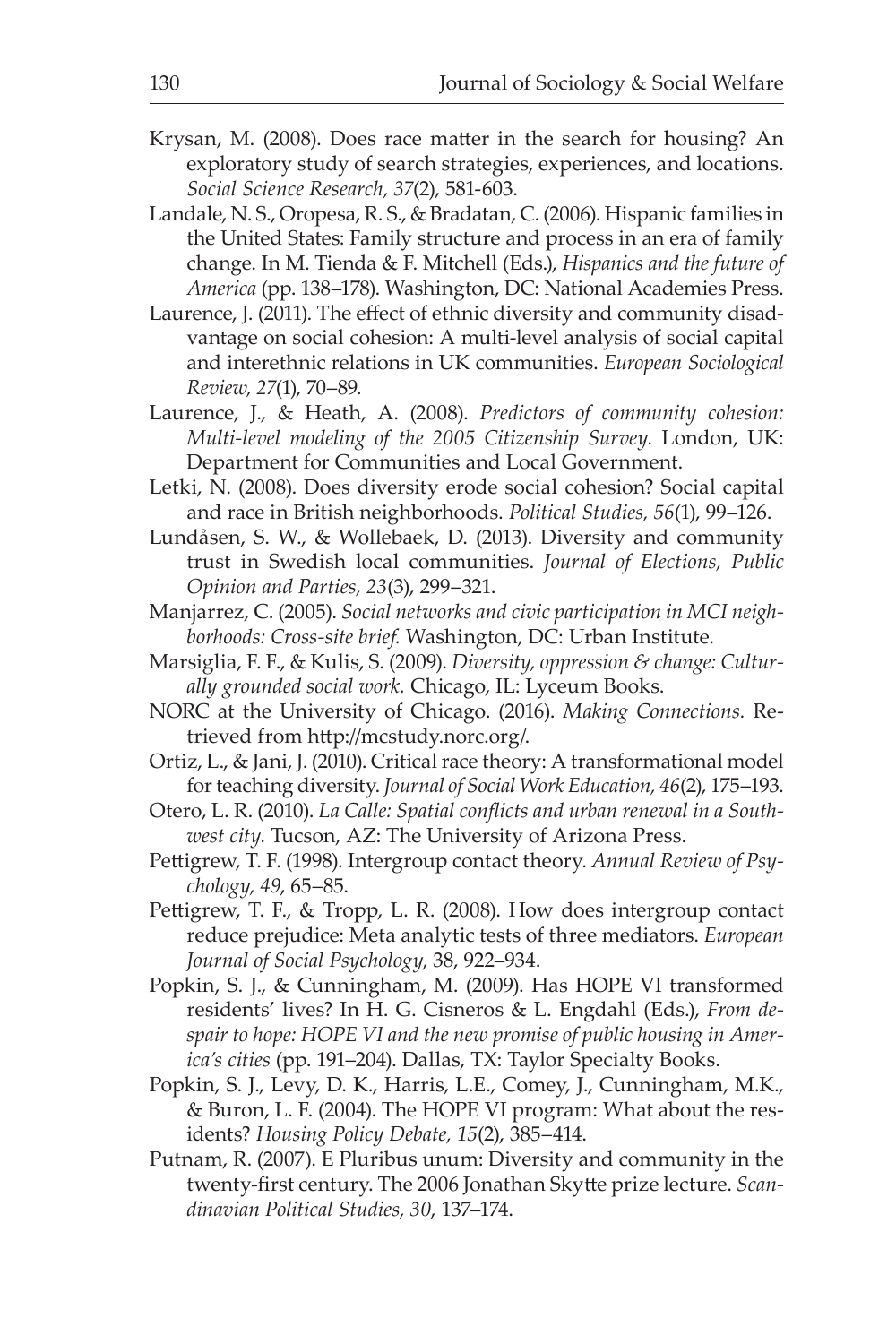Krysan, M. (2008). Does race matter in the search for housing? An exploratory study of search strategies, experiences, and locations. *Social Science Research, 37*(2), 581-603.

Landale, N. S., Oropesa, R. S., & Bradatan, C. (2006). Hispanic families in the United States: Family structure and process in an era of family change. In M. Tienda & F. Mitchell (Eds.), *Hispanics and the future of America* (pp. 138–178). Washington, DC: National Academies Press.

Laurence, J. (2011). The effect of ethnic diversity and community disadvantage on social cohesion: A multi-level analysis of social capital and interethnic relations in UK communities. *European Sociological Review, 27*(1), 70–89.

Laurence, J., & Heath, A. (2008). *Predictors of community cohesion: Multi-level modeling of the 2005 Citizenship Survey.* London, UK: Department for Communities and Local Government.

Letki, N. (2008). Does diversity erode social cohesion? Social capital and race in British neighborhoods. *Political Studies, 56*(1), 99–126.

Lundåsen, S. W., & Wollebaek, D. (2013). Diversity and community trust in Swedish local communities. *Journal of Elections, Public Opinion and Parties, 23*(3), 299–321.

Manjarrez, C. (2005). *Social networks and civic participation in MCI neighborhoods: Cross-site brief.* Washington, DC: Urban Institute.

Marsiglia, F. F., & Kulis, S. (2009). *Diversity, oppression & change: Culturally grounded social work.* Chicago, IL: Lyceum Books.

NORC at the University of Chicago. (2016). *Making Connections.* Retrieved from http://mcstudy.norc.org/.

Ortiz, L., & Jani, J. (2010). Critical race theory: A transformational model for teaching diversity. *Journal of Social Work Education, 46*(2), 175–193.

Otero, L. R. (2010). *La Calle: Spatial conflicts and urban renewal in a Southwest city.* Tucson, AZ: The University of Arizona Press.

Pettigrew, T. F. (1998). Intergroup contact theory. *Annual Review of Psychology, 49*, 65–85.

Pettigrew, T. F., & Tropp, L. R. (2008). How does intergroup contact reduce prejudice: Meta analytic tests of three mediators. *European Journal of Social Psychology*, 38, 922–934.

Popkin, S. J., & Cunningham, M. (2009). Has HOPE VI transformed residents' lives? In H. G. Cisneros & L. Engdahl (Eds.), *From despair to hope: HOPE VI and the new promise of public housing in America's cities* (pp. 191–204). Dallas, TX: Taylor Specialty Books.

Popkin, S. J., Levy, D. K., Harris, L.E., Comey, J., Cunningham, M.K., & Buron, L. F. (2004). The HOPE VI program: What about the residents? *Housing Policy Debate, 15*(2), 385–414.

Putnam, R. (2007). E Pluribus unum: Diversity and community in the twenty-first century. The 2006 Jonathan Skytte prize lecture. *Scandinavian Political Studies, 30*, 137–174.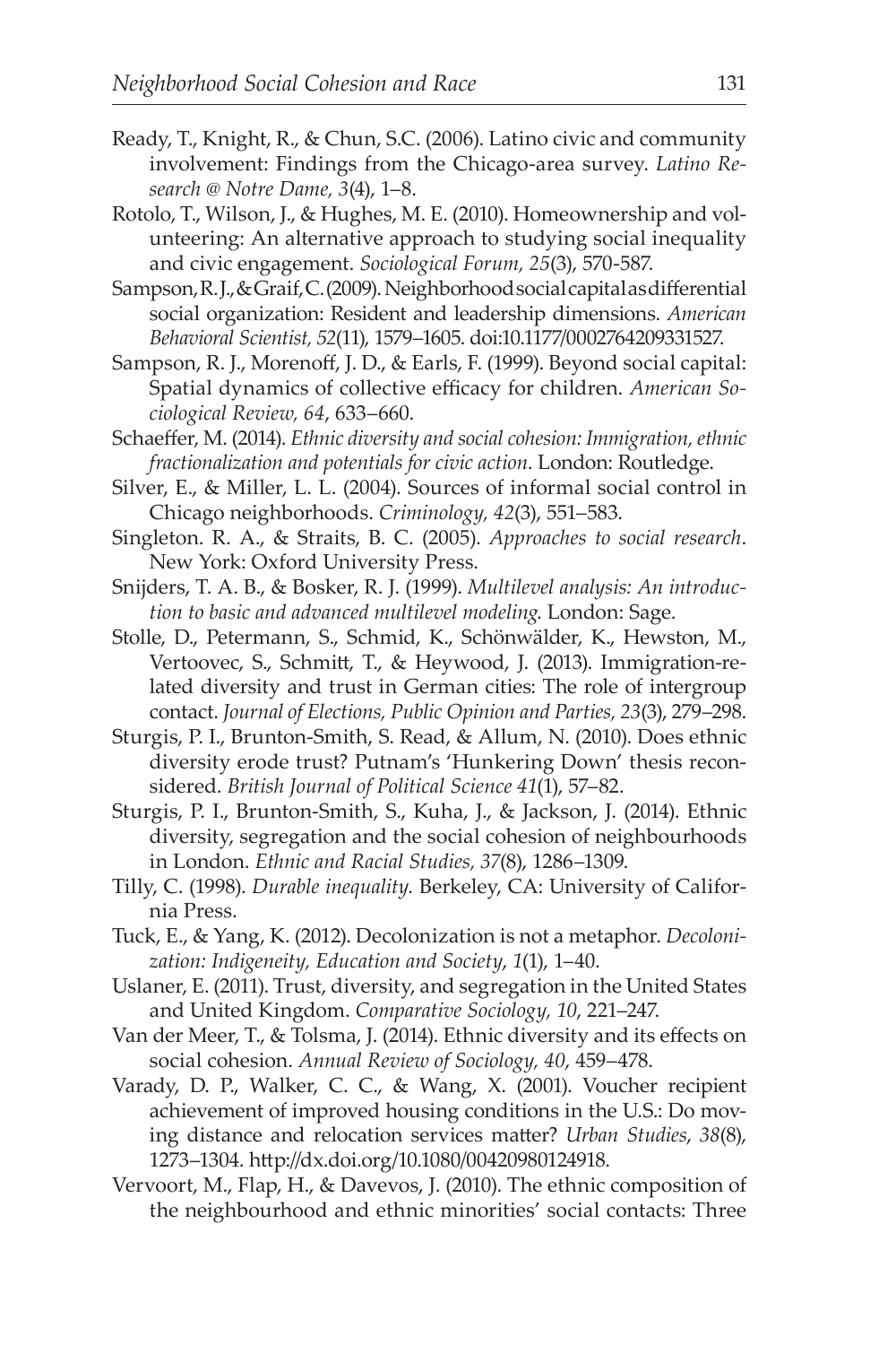Ready, T., Knight, R., & Chun, S.C. (2006). Latino civic and community involvement: Findings from the Chicago-area survey. *Latino Research @ Notre Dame, 3*(4), 1–8.

Rotolo, T., Wilson, J., & Hughes, M. E. (2010). Homeownership and volunteering: An alternative approach to studying social inequality and civic engagement. *Sociological Forum, 25*(3), 570-587.

Sampson, R. J., & Graif, C. (2009). Neighborhood social capital as differential social organization: Resident and leadership dimensions. *American Behavioral Scientist, 52*(11), 1579–1605. doi:10.1177/0002764209331527.

Sampson, R. J., Morenoff, J. D., & Earls, F. (1999). Beyond social capital: Spatial dynamics of collective efficacy for children. *American Sociological Review, 64*, 633–660.

Schaeffer, M. (2014). *Ethnic diversity and social cohesion: Immigration, ethnic fractionalization and potentials for civic action*. London: Routledge.

Silver, E., & Miller, L. L. (2004). Sources of informal social control in Chicago neighborhoods. *Criminology, 42*(3), 551–583.

Singleton. R. A., & Straits, B. C. (2005). *Approaches to social research*. New York: Oxford University Press.

Snijders, T. A. B., & Bosker, R. J. (1999). *Multilevel analysis: An introduction to basic and advanced multilevel modeling.* London: Sage.

Stolle, D., Petermann, S., Schmid, K., Schönwälder, K., Hewston, M., Vertoovec, S., Schmitt, T., & Heywood, J. (2013). Immigration-related diversity and trust in German cities: The role of intergroup contact. *Journal of Elections, Public Opinion and Parties, 23*(3), 279–298.

Sturgis, P. I., Brunton-Smith, S. Read, & Allum, N. (2010). Does ethnic diversity erode trust? Putnam's 'Hunkering Down' thesis reconsidered. *British Journal of Political Science 41*(1), 57–82.

Sturgis, P. I., Brunton-Smith, S., Kuha, J., & Jackson, J. (2014). Ethnic diversity, segregation and the social cohesion of neighbourhoods in London. *Ethnic and Racial Studies, 37*(8), 1286–1309.

Tilly, C. (1998). *Durable inequality.* Berkeley, CA: University of California Press.

Tuck, E., & Yang, K. (2012). Decolonization is not a metaphor. *Decolonization: Indigeneity, Education and Society*, *1*(1), 1–40.

Uslaner, E. (2011). Trust, diversity, and segregation in the United States and United Kingdom. *Comparative Sociology, 10*, 221–247.

Van der Meer, T., & Tolsma, J. (2014). Ethnic diversity and its effects on social cohesion. *Annual Review of Sociology, 40*, 459–478.

Varady, D. P., Walker, C. C., & Wang, X. (2001). Voucher recipient achievement of improved housing conditions in the U.S.: Do moving distance and relocation services matter? *Urban Studies*, *38*(8), 1273–1304. http://dx.doi.org/10.1080/00420980124918.

Vervoort, M., Flap, H., & Davevos, J. (2010). The ethnic composition of the neighbourhood and ethnic minorities' social contacts: Three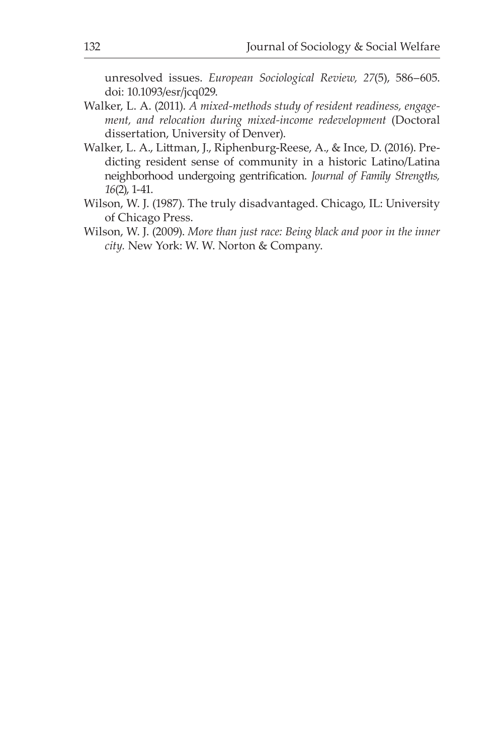unresolved issues. *European Sociological Review, 27*(5), 586–605. doi: 10.1093/esr/jcq029.

Walker, L. A. (2011). *A mixed-methods study of resident readiness, engagement, and relocation during mixed-income redevelopment* (Doctoral dissertation, University of Denver).

Walker, L. A., Littman, J., Riphenburg-Reese, A., & Ince, D. (2016). Predicting resident sense of community in a historic Latino/Latina neighborhood undergoing gentrification. *Journal of Family Strengths, 16*(2), 1-41.

Wilson, W. J. (1987). The truly disadvantaged. Chicago, IL: University of Chicago Press.

Wilson, W. J. (2009). *More than just race: Being black and poor in the inner city.* New York: W. W. Norton & Company.